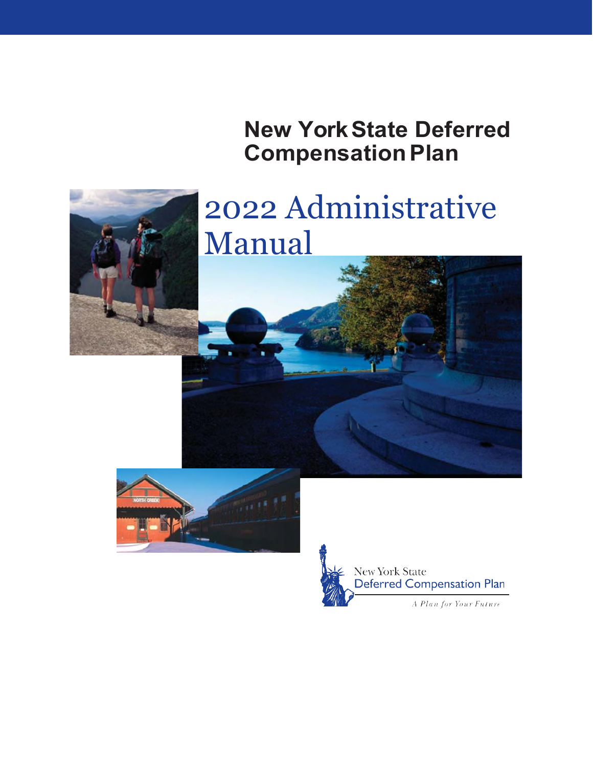# New York State Deferred Compensation Plan

# 2022 Administrative Manual

New York State
Deferred Compensation Plan

*A Plan for Your Future*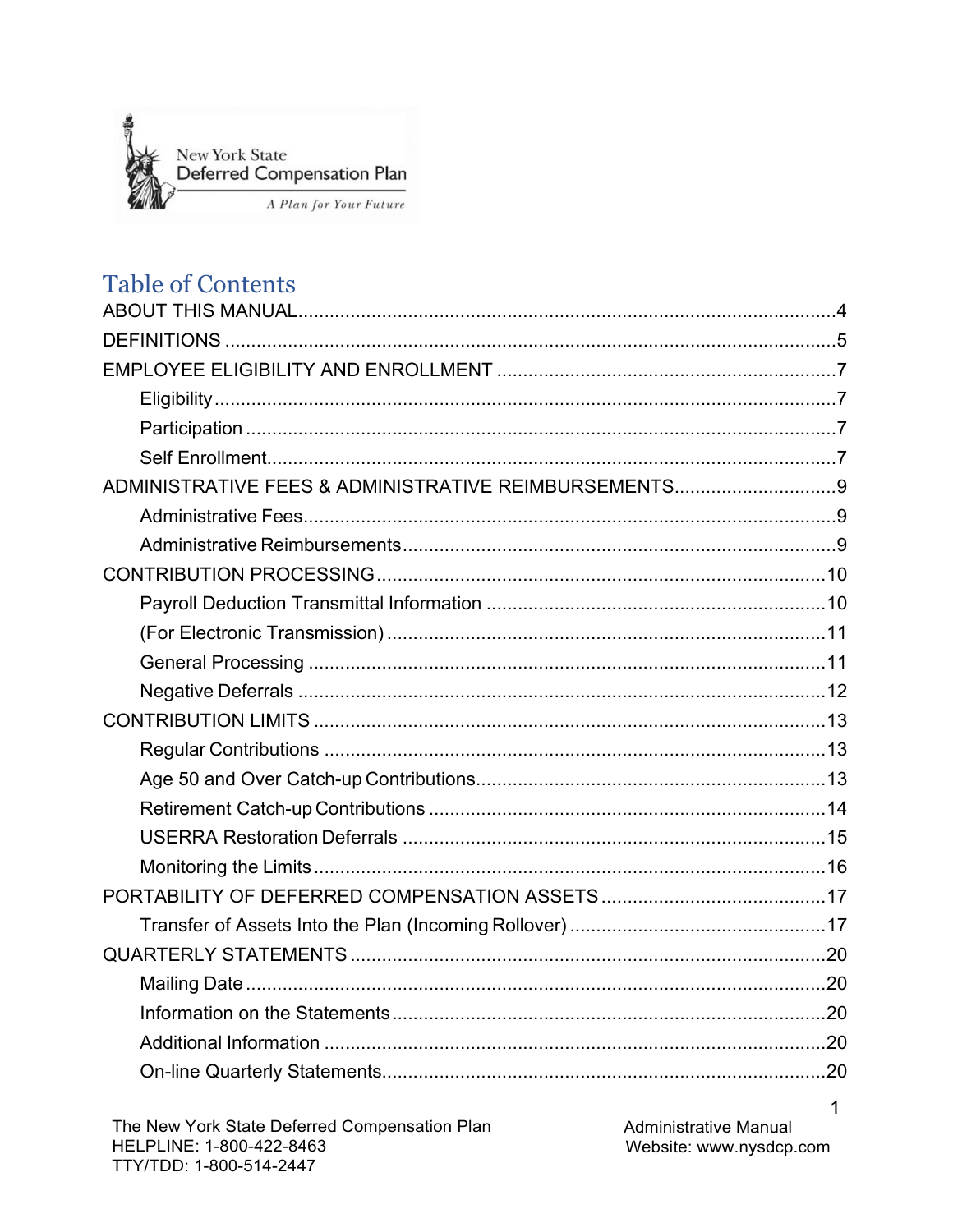# Table of Contents

ABOUT THIS MANUAL....................................................................................................4

DEFINITIONS ..............................................................................................................5

EMPLOYEE ELIGIBILITY AND ENROLLMENT ..........................................................7

- Eligibility .................................................................................................................7
- Participation ...........................................................................................................7
- Self Enrollment.......................................................................................................7

ADMINISTRATIVE FEES & ADMINISTRATIVE REIMBURSEMENTS...............................9

- Administrative Fees................................................................................................9
- Administrative Reimbursements.............................................................................9

CONTRIBUTION PROCESSING....................................................................................10

- Payroll Deduction Transmittal Information ...........................................................10
- (For Electronic Transmission) ...............................................................................11
- General Processing ...............................................................................................11
- Negative Deferrals ................................................................................................12

CONTRIBUTION LIMITS ...............................................................................................13

- Regular Contributions ...........................................................................................13
- Age 50 and Over Catch-up Contributions..............................................................13
- Retirement Catch-up Contributions ......................................................................14
- USERRA Restoration Deferrals ............................................................................15
- Monitoring the Limits .............................................................................................16

PORTABILITY OF DEFERRED COMPENSATION ASSETS .........................................17

- Transfer of Assets Into the Plan (Incoming Rollover) ............................................17

QUARTERLY STATEMENTS ........................................................................................20

- Mailing Date ..........................................................................................................20
- Information on the Statements ..............................................................................20
- Additional Information ...........................................................................................20
- On-line Quarterly Statements.................................................................................20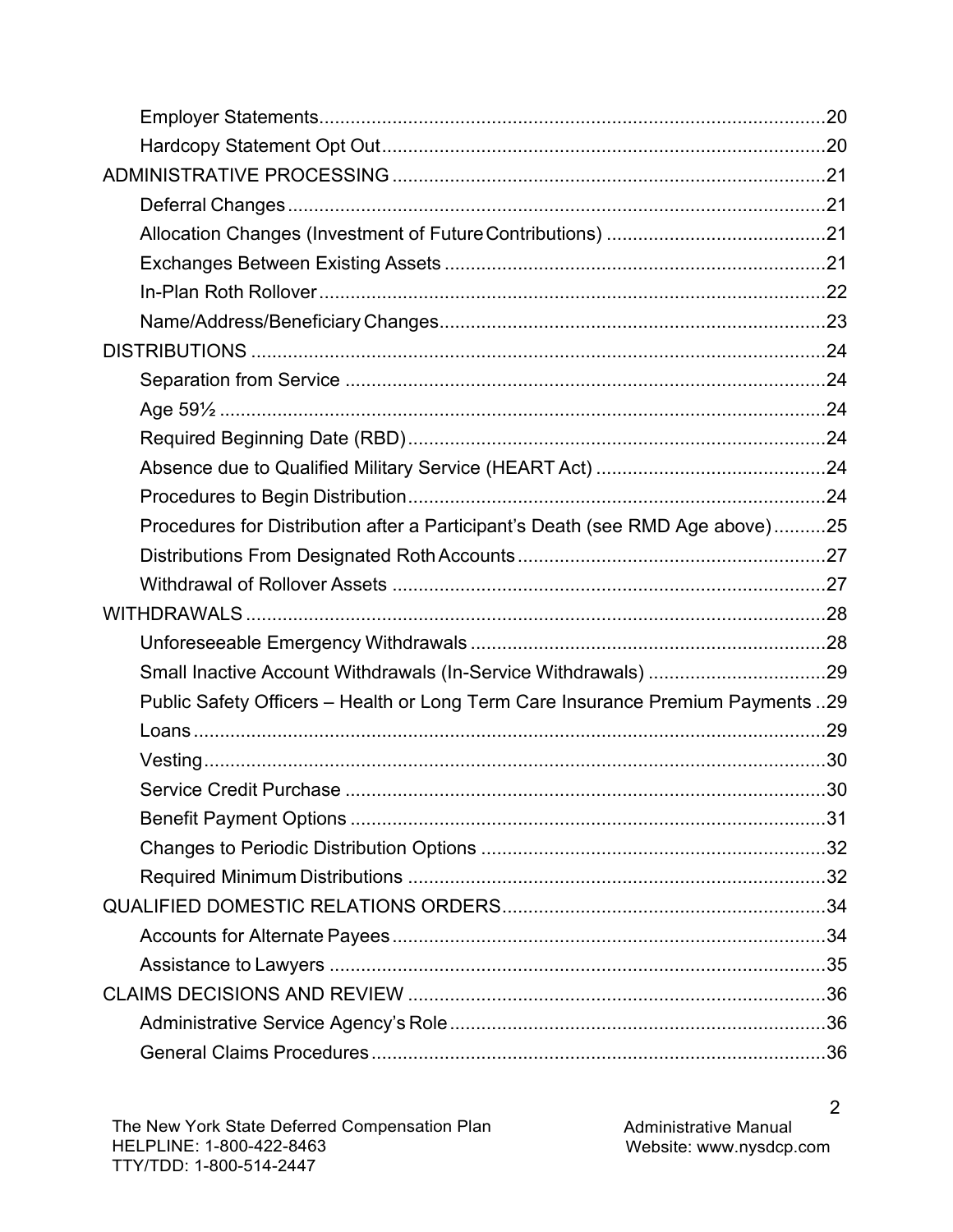- Employer Statements.....20
- Hardcopy Statement Opt Out.....20

ADMINISTRATIVE PROCESSING.....21

- Deferral Changes.....21
- Allocation Changes (Investment of Future Contributions).....21
- Exchanges Between Existing Assets.....21
- In-Plan Roth Rollover.....22
- Name/Address/Beneficiary Changes.....23

DISTRIBUTIONS.....24

- Separation from Service.....24
- Age 59½.....24
- Required Beginning Date (RBD).....24
- Absence due to Qualified Military Service (HEART Act).....24
- Procedures to Begin Distribution.....24
- Procedures for Distribution after a Participant's Death (see RMD Age above).....25
- Distributions From Designated Roth Accounts.....27
- Withdrawal of Rollover Assets.....27

WITHDRAWALS.....28

- Unforeseeable Emergency Withdrawals.....28
- Small Inactive Account Withdrawals (In-Service Withdrawals).....29
- Public Safety Officers – Health or Long Term Care Insurance Premium Payments.....29
- Loans.....29
- Vesting.....30
- Service Credit Purchase.....30
- Benefit Payment Options.....31
- Changes to Periodic Distribution Options.....32
- Required Minimum Distributions.....32

QUALIFIED DOMESTIC RELATIONS ORDERS.....34

- Accounts for Alternate Payees.....34
- Assistance to Lawyers.....35

CLAIMS DECISIONS AND REVIEW.....36

- Administrative Service Agency's Role.....36
- General Claims Procedures.....36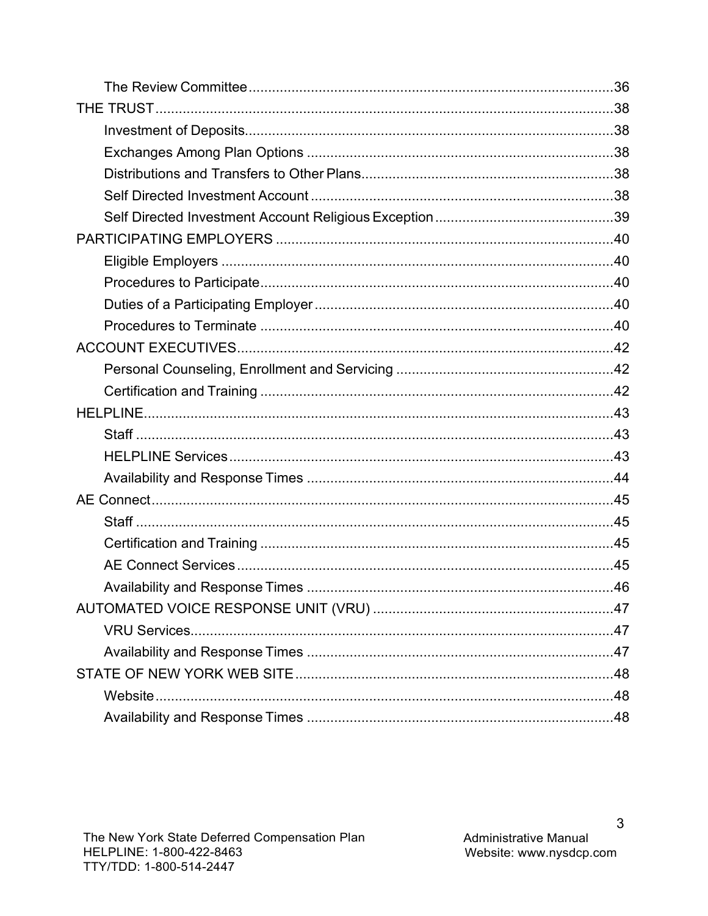The Review Committee ..... 36

THE TRUST ..... 38

Investment of Deposits ..... 38

Exchanges Among Plan Options ..... 38

Distributions and Transfers to Other Plans ..... 38

Self Directed Investment Account ..... 38

Self Directed Investment Account Religious Exception ..... 39

PARTICIPATING EMPLOYERS ..... 40

Eligible Employers ..... 40

Procedures to Participate ..... 40

Duties of a Participating Employer ..... 40

Procedures to Terminate ..... 40

ACCOUNT EXECUTIVES ..... 42

Personal Counseling, Enrollment and Servicing ..... 42

Certification and Training ..... 42

HELPLINE ..... 43

Staff ..... 43

HELPLINE Services ..... 43

Availability and Response Times ..... 44

AE Connect ..... 45

Staff ..... 45

Certification and Training ..... 45

AE Connect Services ..... 45

Availability and Response Times ..... 46

AUTOMATED VOICE RESPONSE UNIT (VRU) ..... 47

VRU Services ..... 47

Availability and Response Times ..... 47

STATE OF NEW YORK WEB SITE ..... 48

Website ..... 48

Availability and Response Times ..... 48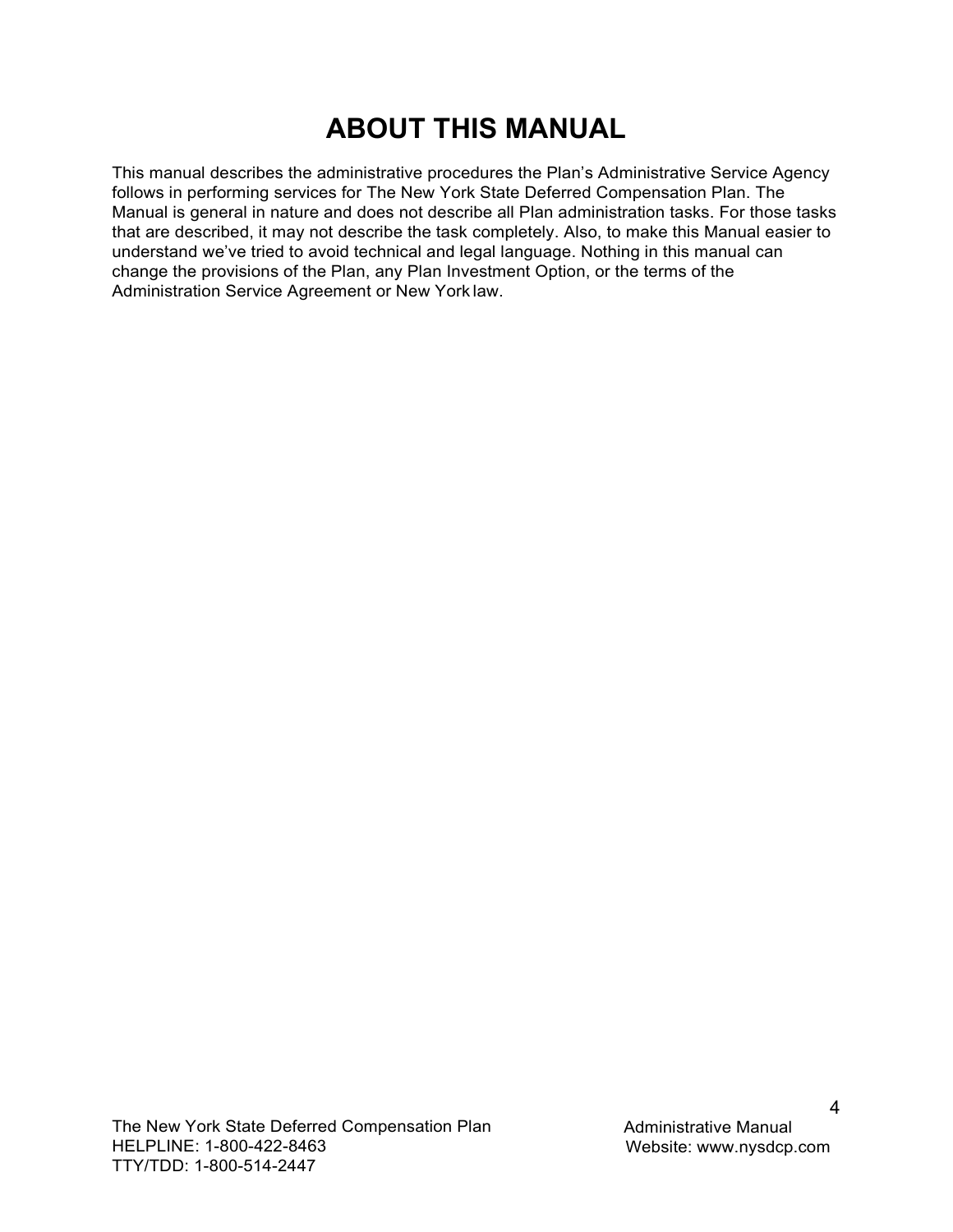# ABOUT THIS MANUAL

This manual describes the administrative procedures the Plan's Administrative Service Agency follows in performing services for The New York State Deferred Compensation Plan. The Manual is general in nature and does not describe all Plan administration tasks. For those tasks that are described, it may not describe the task completely. Also, to make this Manual easier to understand we've tried to avoid technical and legal language. Nothing in this manual can change the provisions of the Plan, any Plan Investment Option, or the terms of the Administration Service Agreement or New York law.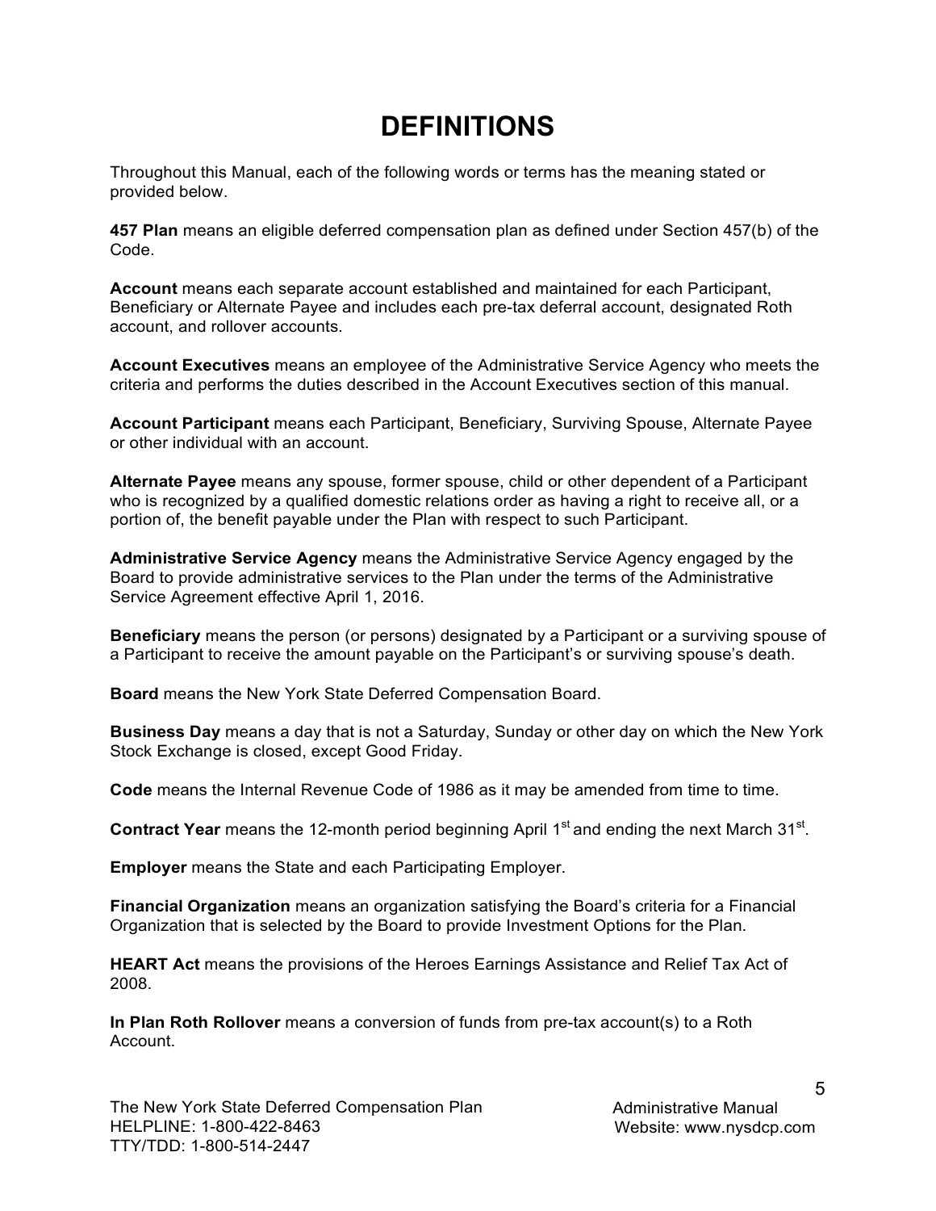# DEFINITIONS

Throughout this Manual, each of the following words or terms has the meaning stated or provided below.

**457 Plan** means an eligible deferred compensation plan as defined under Section 457(b) of the Code.

**Account** means each separate account established and maintained for each Participant, Beneficiary or Alternate Payee and includes each pre-tax deferral account, designated Roth account, and rollover accounts.

**Account Executives** means an employee of the Administrative Service Agency who meets the criteria and performs the duties described in the Account Executives section of this manual.

**Account Participant** means each Participant, Beneficiary, Surviving Spouse, Alternate Payee or other individual with an account.

**Alternate Payee** means any spouse, former spouse, child or other dependent of a Participant who is recognized by a qualified domestic relations order as having a right to receive all, or a portion of, the benefit payable under the Plan with respect to such Participant.

**Administrative Service Agency** means the Administrative Service Agency engaged by the Board to provide administrative services to the Plan under the terms of the Administrative Service Agreement effective April 1, 2016.

**Beneficiary** means the person (or persons) designated by a Participant or a surviving spouse of a Participant to receive the amount payable on the Participant's or surviving spouse's death.

**Board** means the New York State Deferred Compensation Board.

**Business Day** means a day that is not a Saturday, Sunday or other day on which the New York Stock Exchange is closed, except Good Friday.

**Code** means the Internal Revenue Code of 1986 as it may be amended from time to time.

**Contract Year** means the 12-month period beginning April 1st and ending the next March 31st.

**Employer** means the State and each Participating Employer.

**Financial Organization** means an organization satisfying the Board's criteria for a Financial Organization that is selected by the Board to provide Investment Options for the Plan.

**HEART Act** means the provisions of the Heroes Earnings Assistance and Relief Tax Act of 2008.

**In Plan Roth Rollover** means a conversion of funds from pre-tax account(s) to a Roth Account.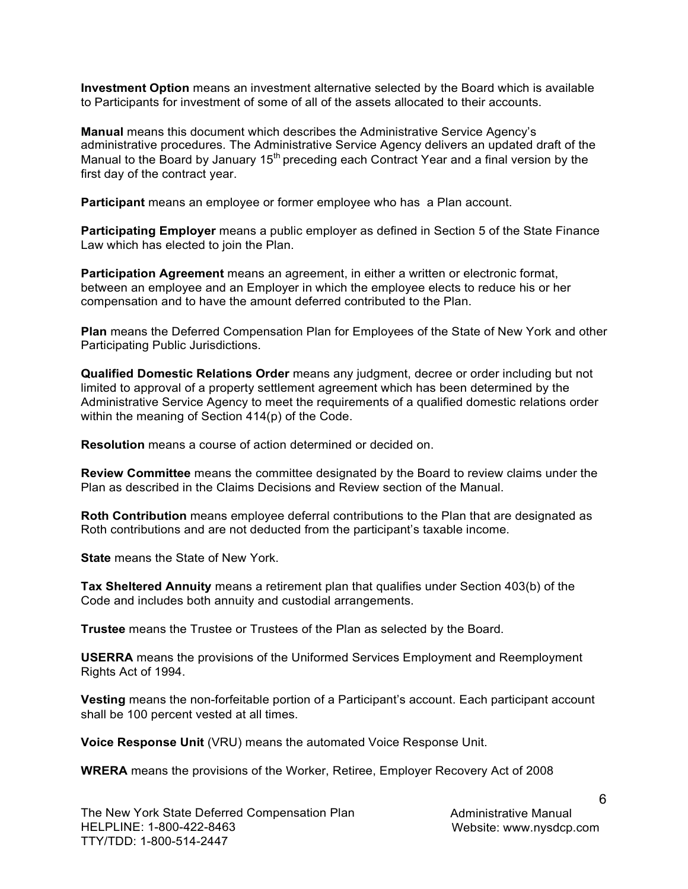**Investment Option** means an investment alternative selected by the Board which is available to Participants for investment of some of all of the assets allocated to their accounts.

**Manual** means this document which describes the Administrative Service Agency's administrative procedures. The Administrative Service Agency delivers an updated draft of the Manual to the Board by January 15th preceding each Contract Year and a final version by the first day of the contract year.

**Participant** means an employee or former employee who has a Plan account.

**Participating Employer** means a public employer as defined in Section 5 of the State Finance Law which has elected to join the Plan.

**Participation Agreement** means an agreement, in either a written or electronic format, between an employee and an Employer in which the employee elects to reduce his or her compensation and to have the amount deferred contributed to the Plan.

**Plan** means the Deferred Compensation Plan for Employees of the State of New York and other Participating Public Jurisdictions.

**Qualified Domestic Relations Order** means any judgment, decree or order including but not limited to approval of a property settlement agreement which has been determined by the Administrative Service Agency to meet the requirements of a qualified domestic relations order within the meaning of Section 414(p) of the Code.

**Resolution** means a course of action determined or decided on.

**Review Committee** means the committee designated by the Board to review claims under the Plan as described in the Claims Decisions and Review section of the Manual.

**Roth Contribution** means employee deferral contributions to the Plan that are designated as Roth contributions and are not deducted from the participant's taxable income.

**State** means the State of New York.

**Tax Sheltered Annuity** means a retirement plan that qualifies under Section 403(b) of the Code and includes both annuity and custodial arrangements.

**Trustee** means the Trustee or Trustees of the Plan as selected by the Board.

**USERRA** means the provisions of the Uniformed Services Employment and Reemployment Rights Act of 1994.

**Vesting** means the non-forfeitable portion of a Participant's account. Each participant account shall be 100 percent vested at all times.

**Voice Response Unit** (VRU) means the automated Voice Response Unit.

**WRERA** means the provisions of the Worker, Retiree, Employer Recovery Act of 2008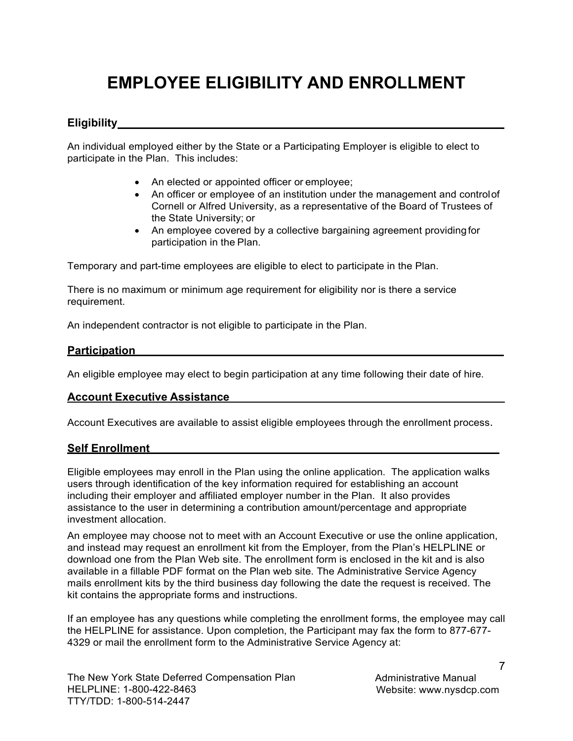# EMPLOYEE ELIGIBILITY AND ENROLLMENT

## Eligibility

An individual employed either by the State or a Participating Employer is eligible to elect to participate in the Plan. This includes:

- An elected or appointed officer or employee;
- An officer or employee of an institution under the management and control of Cornell or Alfred University, as a representative of the Board of Trustees of the State University; or
- An employee covered by a collective bargaining agreement providing for participation in the Plan.

Temporary and part-time employees are eligible to elect to participate in the Plan.

There is no maximum or minimum age requirement for eligibility nor is there a service requirement.

An independent contractor is not eligible to participate in the Plan.

## Participation

An eligible employee may elect to begin participation at any time following their date of hire.

## Account Executive Assistance

Account Executives are available to assist eligible employees through the enrollment process.

## Self Enrollment

Eligible employees may enroll in the Plan using the online application. The application walks users through identification of the key information required for establishing an account including their employer and affiliated employer number in the Plan. It also provides assistance to the user in determining a contribution amount/percentage and appropriate investment allocation.

An employee may choose not to meet with an Account Executive or use the online application, and instead may request an enrollment kit from the Employer, from the Plan's HELPLINE or download one from the Plan Web site. The enrollment form is enclosed in the kit and is also available in a fillable PDF format on the Plan web site. The Administrative Service Agency mails enrollment kits by the third business day following the date the request is received. The kit contains the appropriate forms and instructions.

If an employee has any questions while completing the enrollment forms, the employee may call the HELPLINE for assistance. Upon completion, the Participant may fax the form to 877-677-4329 or mail the enrollment form to the Administrative Service Agency at: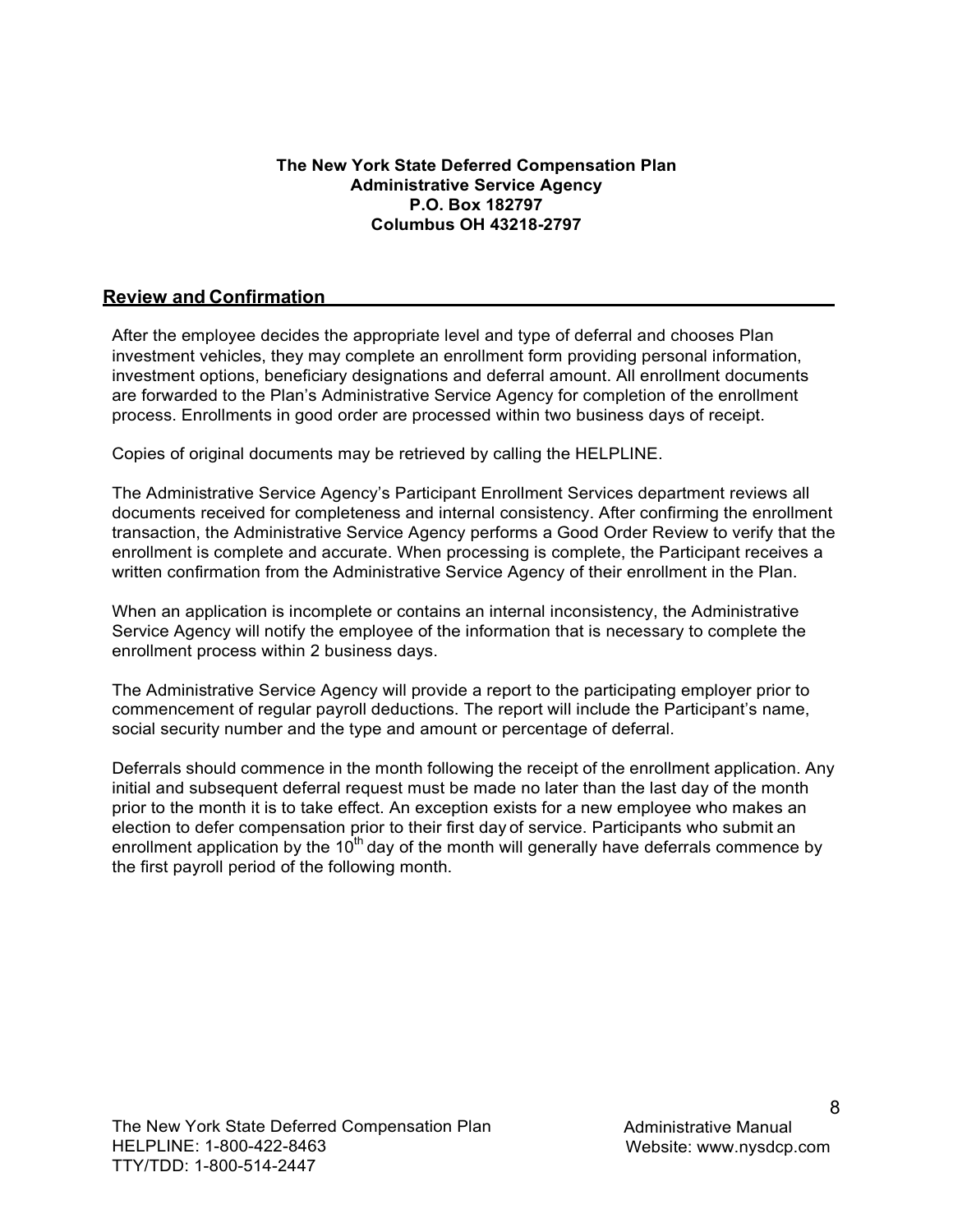**The New York State Deferred Compensation Plan**
**Administrative Service Agency**
**P.O. Box 182797**
**Columbus OH 43218-2797**

## Review and Confirmation

After the employee decides the appropriate level and type of deferral and chooses Plan investment vehicles, they may complete an enrollment form providing personal information, investment options, beneficiary designations and deferral amount. All enrollment documents are forwarded to the Plan's Administrative Service Agency for completion of the enrollment process. Enrollments in good order are processed within two business days of receipt.

Copies of original documents may be retrieved by calling the HELPLINE.

The Administrative Service Agency's Participant Enrollment Services department reviews all documents received for completeness and internal consistency. After confirming the enrollment transaction, the Administrative Service Agency performs a Good Order Review to verify that the enrollment is complete and accurate. When processing is complete, the Participant receives a written confirmation from the Administrative Service Agency of their enrollment in the Plan.

When an application is incomplete or contains an internal inconsistency, the Administrative Service Agency will notify the employee of the information that is necessary to complete the enrollment process within 2 business days.

The Administrative Service Agency will provide a report to the participating employer prior to commencement of regular payroll deductions. The report will include the Participant's name, social security number and the type and amount or percentage of deferral.

Deferrals should commence in the month following the receipt of the enrollment application. Any initial and subsequent deferral request must be made no later than the last day of the month prior to the month it is to take effect. An exception exists for a new employee who makes an election to defer compensation prior to their first day of service. Participants who submit an enrollment application by the 10th day of the month will generally have deferrals commence by the first payroll period of the following month.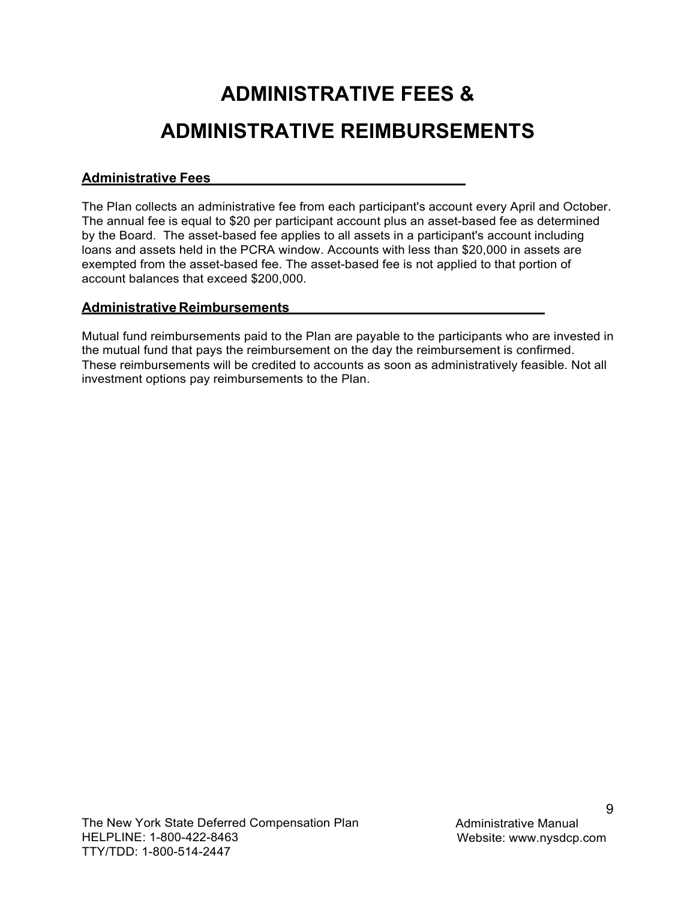# ADMINISTRATIVE FEES &

# ADMINISTRATIVE REIMBURSEMENTS

## Administrative Fees

The Plan collects an administrative fee from each participant's account every April and October. The annual fee is equal to $20 per participant account plus an asset-based fee as determined by the Board. The asset-based fee applies to all assets in a participant's account including loans and assets held in the PCRA window. Accounts with less than $20,000 in assets are exempted from the asset-based fee. The asset-based fee is not applied to that portion of account balances that exceed $200,000.

## Administrative Reimbursements

Mutual fund reimbursements paid to the Plan are payable to the participants who are invested in the mutual fund that pays the reimbursement on the day the reimbursement is confirmed. These reimbursements will be credited to accounts as soon as administratively feasible. Not all investment options pay reimbursements to the Plan.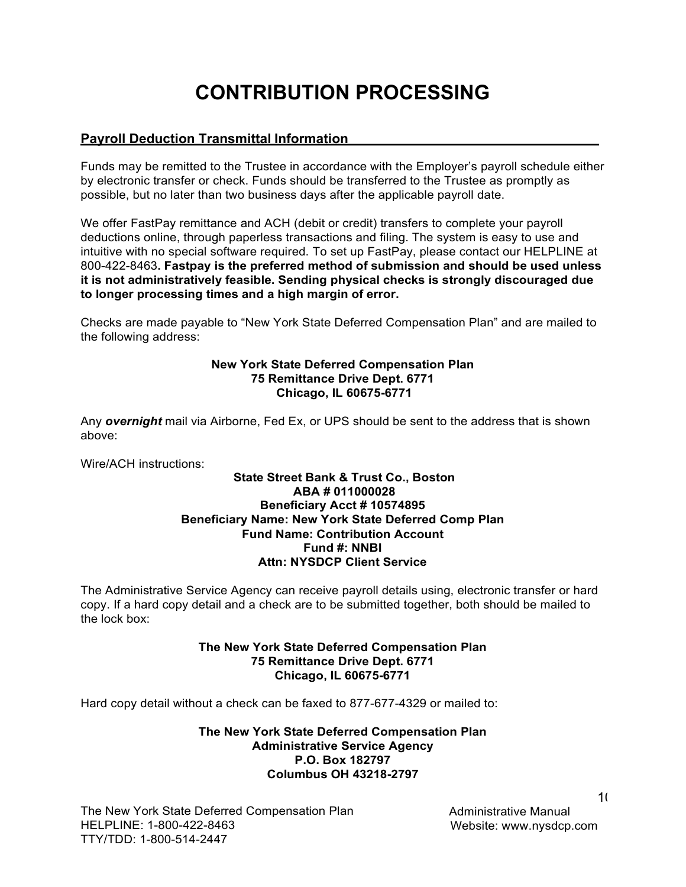# CONTRIBUTION PROCESSING

## Payroll Deduction Transmittal Information

Funds may be remitted to the Trustee in accordance with the Employer's payroll schedule either by electronic transfer or check. Funds should be transferred to the Trustee as promptly as possible, but no later than two business days after the applicable payroll date.

We offer FastPay remittance and ACH (debit or credit) transfers to complete your payroll deductions online, through paperless transactions and filing. The system is easy to use and intuitive with no special software required. To set up FastPay, please contact our HELPLINE at 800-422-8463**. Fastpay is the preferred method of submission and should be used unless it is not administratively feasible. Sending physical checks is strongly discouraged due to longer processing times and a high margin of error.**

Checks are made payable to "New York State Deferred Compensation Plan" and are mailed to the following address:

**New York State Deferred Compensation Plan**
**75 Remittance Drive Dept. 6771**
**Chicago, IL 60675-6771**

Any ***overnight*** mail via Airborne, Fed Ex, or UPS should be sent to the address that is shown above:

Wire/ACH instructions:

**State Street Bank & Trust Co., Boston**
**ABA # 011000028**
**Beneficiary Acct # 10574895**
**Beneficiary Name: New York State Deferred Comp Plan**
**Fund Name: Contribution Account**
**Fund #: NNBI**
**Attn: NYSDCP Client Service**

The Administrative Service Agency can receive payroll details using, electronic transfer or hard copy. If a hard copy detail and a check are to be submitted together, both should be mailed to the lock box:

**The New York State Deferred Compensation Plan**
**75 Remittance Drive Dept. 6771**
**Chicago, IL 60675-6771**

Hard copy detail without a check can be faxed to 877-677-4329 or mailed to:

**The New York State Deferred Compensation Plan**
**Administrative Service Agency**
**P.O. Box 182797**
**Columbus OH 43218-2797**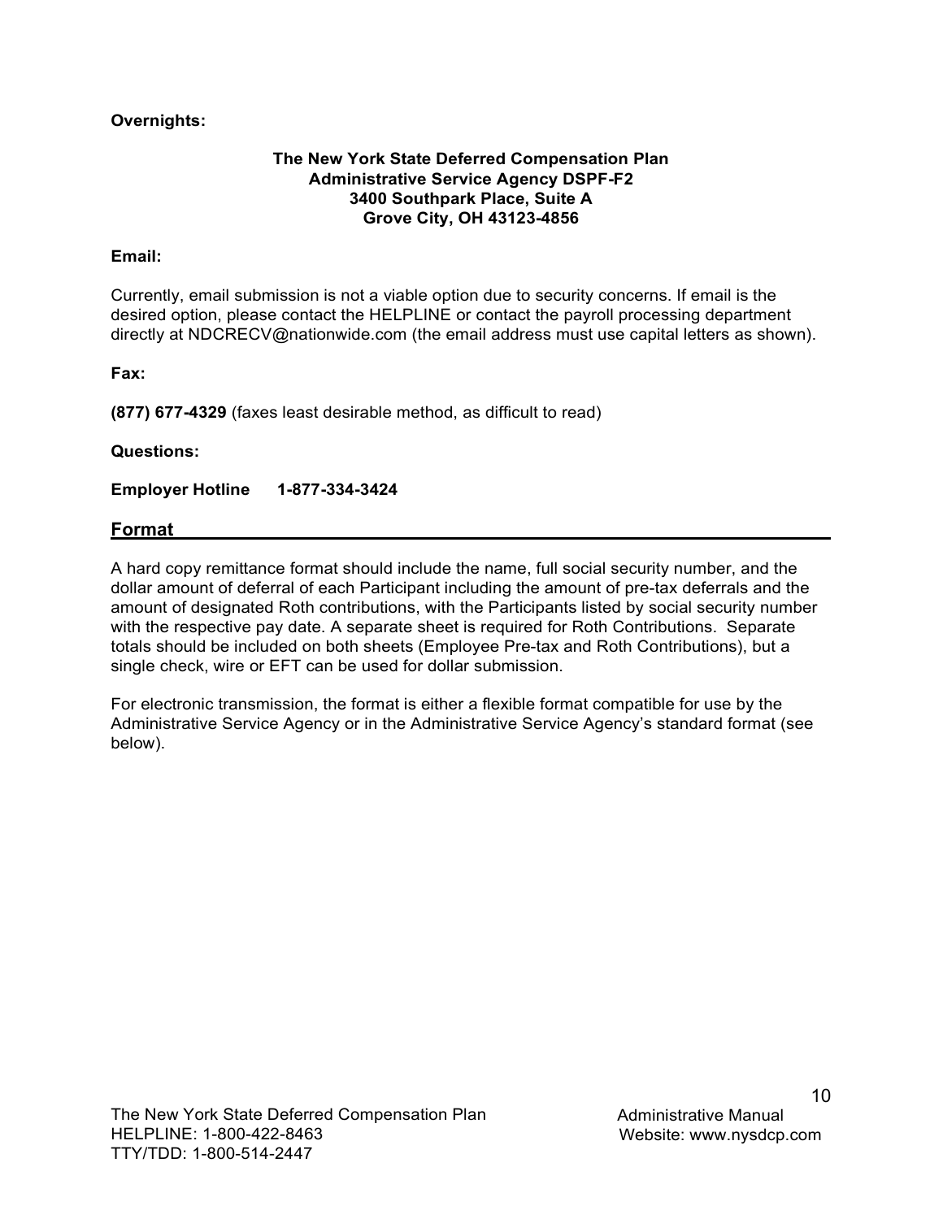**Overnights:**

**The New York State Deferred Compensation Plan**
**Administrative Service Agency DSPF-F2**
**3400 Southpark Place, Suite A**
**Grove City, OH 43123-4856**

**Email:**

Currently, email submission is not a viable option due to security concerns. If email is the desired option, please contact the HELPLINE or contact the payroll processing department directly at NDCRECV@nationwide.com (the email address must use capital letters as shown).

**Fax:**

**(877) 677-4329** (faxes least desirable method, as difficult to read)

**Questions:**

**Employer Hotline 1-877-334-3424**

## Format

A hard copy remittance format should include the name, full social security number, and the dollar amount of deferral of each Participant including the amount of pre-tax deferrals and the amount of designated Roth contributions, with the Participants listed by social security number with the respective pay date. A separate sheet is required for Roth Contributions. Separate totals should be included on both sheets (Employee Pre-tax and Roth Contributions), but a single check, wire or EFT can be used for dollar submission.

For electronic transmission, the format is either a flexible format compatible for use by the Administrative Service Agency or in the Administrative Service Agency's standard format (see below).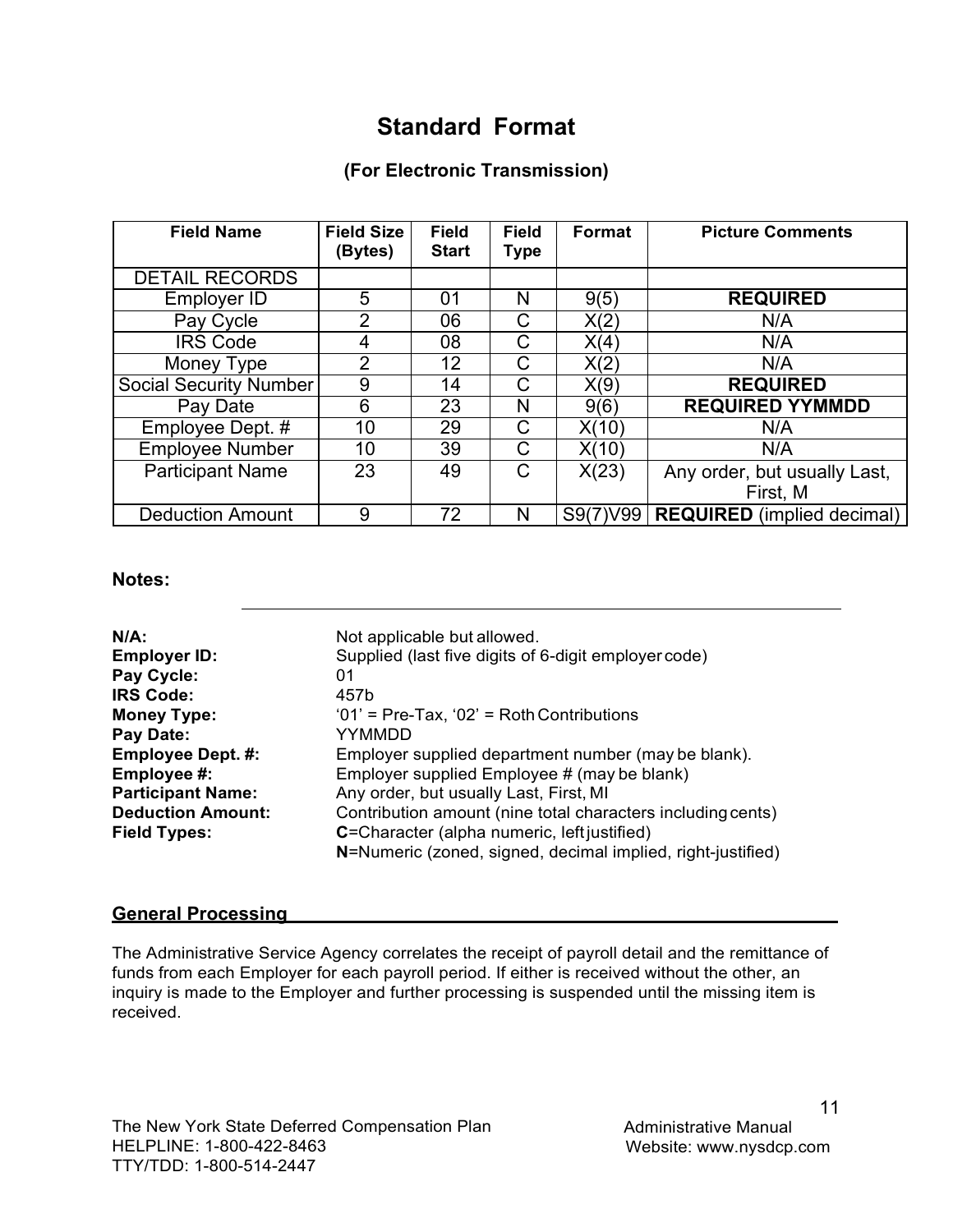# Standard Format

### (For Electronic Transmission)

| Field Name | Field Size (Bytes) | Field Start | Field Type | Format | Picture Comments |
|---|---|---|---|---|---|
| DETAIL RECORDS | | | | | |
| Employer ID | 5 | 01 | N | 9(5) | **REQUIRED** |
| Pay Cycle | 2 | 06 | C | X(2) | N/A |
| IRS Code | 4 | 08 | C | X(4) | N/A |
| Money Type | 2 | 12 | C | X(2) | N/A |
| Social Security Number | 9 | 14 | C | X(9) | **REQUIRED** |
| Pay Date | 6 | 23 | N | 9(6) | **REQUIRED YYMMDD** |
| Employee Dept. # | 10 | 29 | C | X(10) | N/A |
| Employee Number | 10 | 39 | C | X(10) | N/A |
| Participant Name | 23 | 49 | C | X(23) | Any order, but usually Last, First, M |
| Deduction Amount | 9 | 72 | N | S9(7)V99 | **REQUIRED** (implied decimal) |

**Notes:**

| | |
|---|---|
| **N/A:** | Not applicable but allowed. |
| **Employer ID:** | Supplied (last five digits of 6-digit employer code) |
| **Pay Cycle:** | 01 |
| **IRS Code:** | 457b |
| **Money Type:** | '01' = Pre-Tax, '02' = Roth Contributions |
| **Pay Date:** | YYMMDD |
| **Employee Dept. #:** | Employer supplied department number (may be blank). |
| **Employee #:** | Employer supplied Employee # (may be blank) |
| **Participant Name:** | Any order, but usually Last, First, MI |
| **Deduction Amount:** | Contribution amount (nine total characters including cents) |
| **Field Types:** | **C**=Character (alpha numeric, left justified)<br>**N**=Numeric (zoned, signed, decimal implied, right-justified) |

## General Processing

The Administrative Service Agency correlates the receipt of payroll detail and the remittance of funds from each Employer for each payroll period. If either is received without the other, an inquiry is made to the Employer and further processing is suspended until the missing item is received.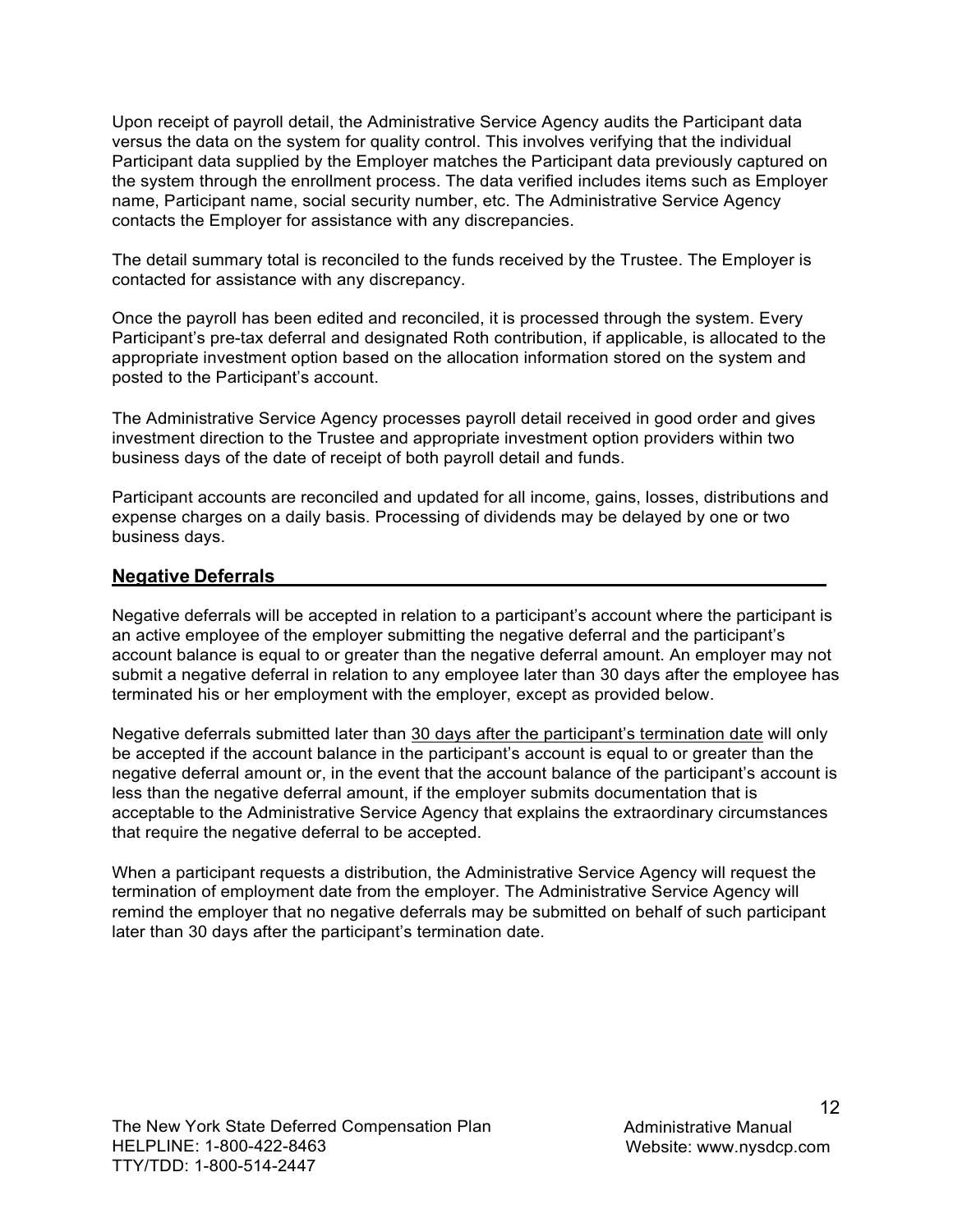Upon receipt of payroll detail, the Administrative Service Agency audits the Participant data versus the data on the system for quality control. This involves verifying that the individual Participant data supplied by the Employer matches the Participant data previously captured on the system through the enrollment process. The data verified includes items such as Employer name, Participant name, social security number, etc. The Administrative Service Agency contacts the Employer for assistance with any discrepancies.

The detail summary total is reconciled to the funds received by the Trustee. The Employer is contacted for assistance with any discrepancy.

Once the payroll has been edited and reconciled, it is processed through the system. Every Participant's pre-tax deferral and designated Roth contribution, if applicable, is allocated to the appropriate investment option based on the allocation information stored on the system and posted to the Participant's account.

The Administrative Service Agency processes payroll detail received in good order and gives investment direction to the Trustee and appropriate investment option providers within two business days of the date of receipt of both payroll detail and funds.

Participant accounts are reconciled and updated for all income, gains, losses, distributions and expense charges on a daily basis. Processing of dividends may be delayed by one or two business days.

## Negative Deferrals

Negative deferrals will be accepted in relation to a participant's account where the participant is an active employee of the employer submitting the negative deferral and the participant's account balance is equal to or greater than the negative deferral amount. An employer may not submit a negative deferral in relation to any employee later than 30 days after the employee has terminated his or her employment with the employer, except as provided below.

Negative deferrals submitted later than 30 days after the participant's termination date will only be accepted if the account balance in the participant's account is equal to or greater than the negative deferral amount or, in the event that the account balance of the participant's account is less than the negative deferral amount, if the employer submits documentation that is acceptable to the Administrative Service Agency that explains the extraordinary circumstances that require the negative deferral to be accepted.

When a participant requests a distribution, the Administrative Service Agency will request the termination of employment date from the employer. The Administrative Service Agency will remind the employer that no negative deferrals may be submitted on behalf of such participant later than 30 days after the participant's termination date.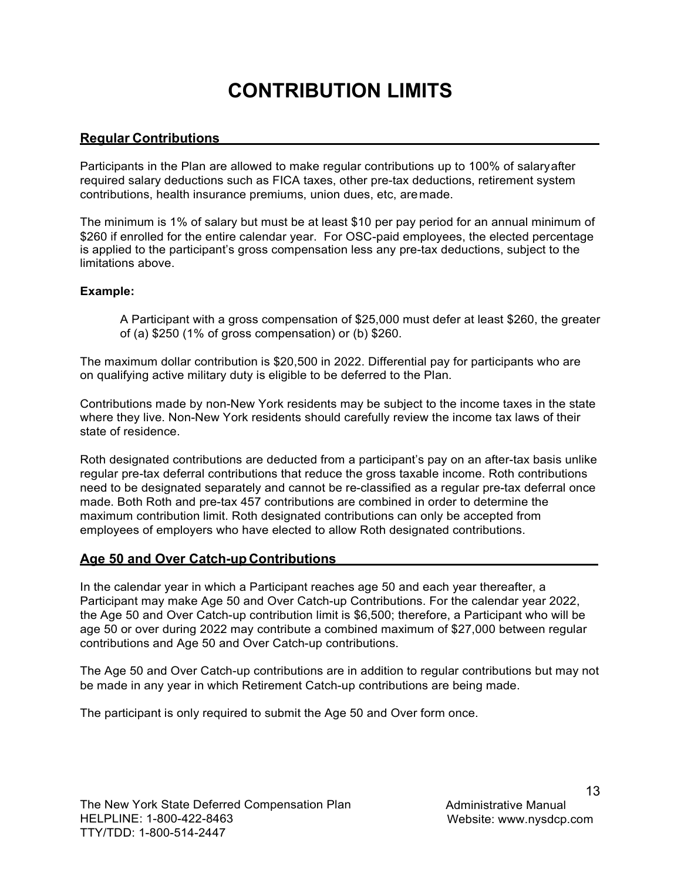# CONTRIBUTION LIMITS

## Regular Contributions

Participants in the Plan are allowed to make regular contributions up to 100% of salary after required salary deductions such as FICA taxes, other pre-tax deductions, retirement system contributions, health insurance premiums, union dues, etc, are made.

The minimum is 1% of salary but must be at least $10 per pay period for an annual minimum of $260 if enrolled for the entire calendar year. For OSC-paid employees, the elected percentage is applied to the participant's gross compensation less any pre-tax deductions, subject to the limitations above.

**Example:**

> A Participant with a gross compensation of $25,000 must defer at least $260, the greater of (a) $250 (1% of gross compensation) or (b) $260.

The maximum dollar contribution is $20,500 in 2022. Differential pay for participants who are on qualifying active military duty is eligible to be deferred to the Plan.

Contributions made by non-New York residents may be subject to the income taxes in the state where they live. Non-New York residents should carefully review the income tax laws of their state of residence.

Roth designated contributions are deducted from a participant's pay on an after-tax basis unlike regular pre-tax deferral contributions that reduce the gross taxable income. Roth contributions need to be designated separately and cannot be re-classified as a regular pre-tax deferral once made. Both Roth and pre-tax 457 contributions are combined in order to determine the maximum contribution limit. Roth designated contributions can only be accepted from employees of employers who have elected to allow Roth designated contributions.

## Age 50 and Over Catch-up Contributions

In the calendar year in which a Participant reaches age 50 and each year thereafter, a Participant may make Age 50 and Over Catch-up Contributions. For the calendar year 2022, the Age 50 and Over Catch-up contribution limit is $6,500; therefore, a Participant who will be age 50 or over during 2022 may contribute a combined maximum of $27,000 between regular contributions and Age 50 and Over Catch-up contributions.

The Age 50 and Over Catch-up contributions are in addition to regular contributions but may not be made in any year in which Retirement Catch-up contributions are being made.

The participant is only required to submit the Age 50 and Over form once.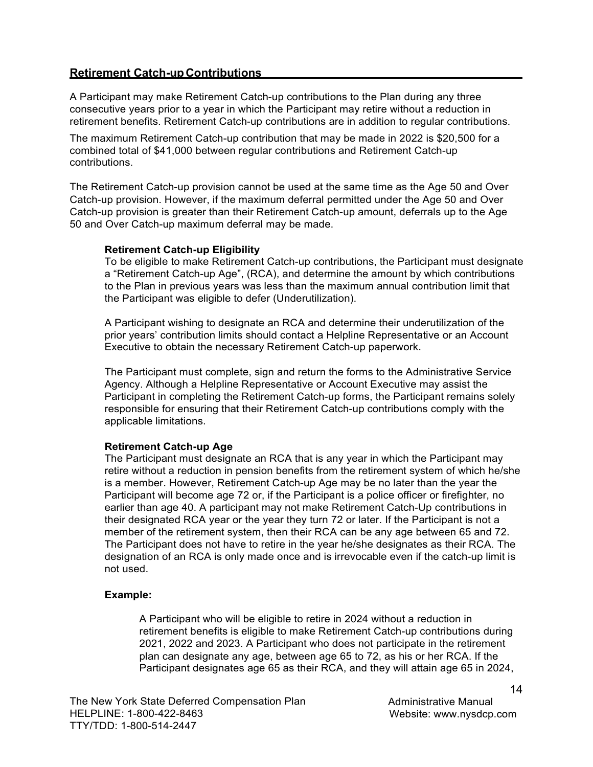## Retirement Catch-up Contributions

A Participant may make Retirement Catch-up contributions to the Plan during any three consecutive years prior to a year in which the Participant may retire without a reduction in retirement benefits. Retirement Catch-up contributions are in addition to regular contributions.

The maximum Retirement Catch-up contribution that may be made in 2022 is $20,500 for a combined total of $41,000 between regular contributions and Retirement Catch-up contributions.

The Retirement Catch-up provision cannot be used at the same time as the Age 50 and Over Catch-up provision. However, if the maximum deferral permitted under the Age 50 and Over Catch-up provision is greater than their Retirement Catch-up amount, deferrals up to the Age 50 and Over Catch-up maximum deferral may be made.

### Retirement Catch-up Eligibility

To be eligible to make Retirement Catch-up contributions, the Participant must designate a "Retirement Catch-up Age", (RCA), and determine the amount by which contributions to the Plan in previous years was less than the maximum annual contribution limit that the Participant was eligible to defer (Underutilization).

A Participant wishing to designate an RCA and determine their underutilization of the prior years' contribution limits should contact a Helpline Representative or an Account Executive to obtain the necessary Retirement Catch-up paperwork.

The Participant must complete, sign and return the forms to the Administrative Service Agency. Although a Helpline Representative or Account Executive may assist the Participant in completing the Retirement Catch-up forms, the Participant remains solely responsible for ensuring that their Retirement Catch-up contributions comply with the applicable limitations.

### Retirement Catch-up Age

The Participant must designate an RCA that is any year in which the Participant may retire without a reduction in pension benefits from the retirement system of which he/she is a member. However, Retirement Catch-up Age may be no later than the year the Participant will become age 72 or, if the Participant is a police officer or firefighter, no earlier than age 40. A participant may not make Retirement Catch-Up contributions in their designated RCA year or the year they turn 72 or later. If the Participant is not a member of the retirement system, then their RCA can be any age between 65 and 72. The Participant does not have to retire in the year he/she designates as their RCA. The designation of an RCA is only made once and is irrevocable even if the catch-up limit is not used.

**Example:**

A Participant who will be eligible to retire in 2024 without a reduction in retirement benefits is eligible to make Retirement Catch-up contributions during 2021, 2022 and 2023. A Participant who does not participate in the retirement plan can designate any age, between age 65 to 72, as his or her RCA. If the Participant designates age 65 as their RCA, and they will attain age 65 in 2024,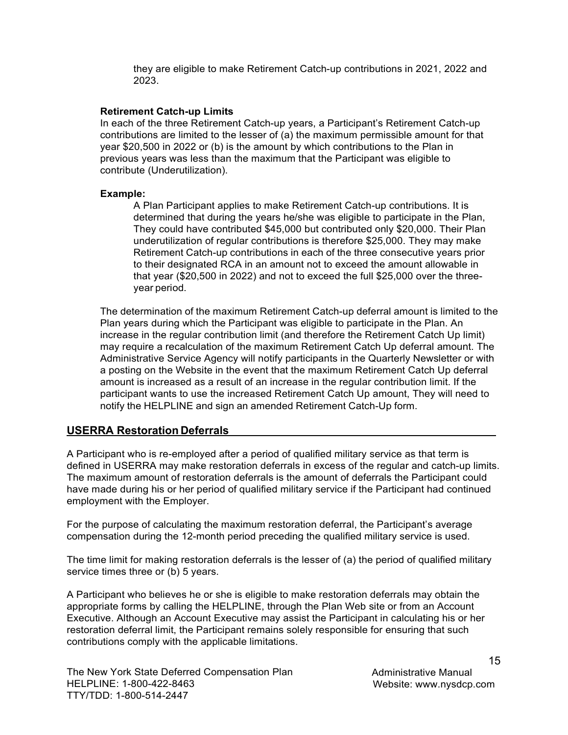they are eligible to make Retirement Catch-up contributions in 2021, 2022 and 2023.

**Retirement Catch-up Limits**

In each of the three Retirement Catch-up years, a Participant's Retirement Catch-up contributions are limited to the lesser of (a) the maximum permissible amount for that year $20,500 in 2022 or (b) is the amount by which contributions to the Plan in previous years was less than the maximum that the Participant was eligible to contribute (Underutilization).

**Example:**

A Plan Participant applies to make Retirement Catch-up contributions. It is determined that during the years he/she was eligible to participate in the Plan, They could have contributed $45,000 but contributed only $20,000. Their Plan underutilization of regular contributions is therefore $25,000. They may make Retirement Catch-up contributions in each of the three consecutive years prior to their designated RCA in an amount not to exceed the amount allowable in that year ($20,500 in 2022) and not to exceed the full $25,000 over the three-year period.

The determination of the maximum Retirement Catch-up deferral amount is limited to the Plan years during which the Participant was eligible to participate in the Plan. An increase in the regular contribution limit (and therefore the Retirement Catch Up limit) may require a recalculation of the maximum Retirement Catch Up deferral amount. The Administrative Service Agency will notify participants in the Quarterly Newsletter or with a posting on the Website in the event that the maximum Retirement Catch Up deferral amount is increased as a result of an increase in the regular contribution limit. If the participant wants to use the increased Retirement Catch Up amount, They will need to notify the HELPLINE and sign an amended Retirement Catch-Up form.

## USERRA Restoration Deferrals

A Participant who is re-employed after a period of qualified military service as that term is defined in USERRA may make restoration deferrals in excess of the regular and catch-up limits. The maximum amount of restoration deferrals is the amount of deferrals the Participant could have made during his or her period of qualified military service if the Participant had continued employment with the Employer.

For the purpose of calculating the maximum restoration deferral, the Participant's average compensation during the 12-month period preceding the qualified military service is used.

The time limit for making restoration deferrals is the lesser of (a) the period of qualified military service times three or (b) 5 years.

A Participant who believes he or she is eligible to make restoration deferrals may obtain the appropriate forms by calling the HELPLINE, through the Plan Web site or from an Account Executive. Although an Account Executive may assist the Participant in calculating his or her restoration deferral limit, the Participant remains solely responsible for ensuring that such contributions comply with the applicable limitations.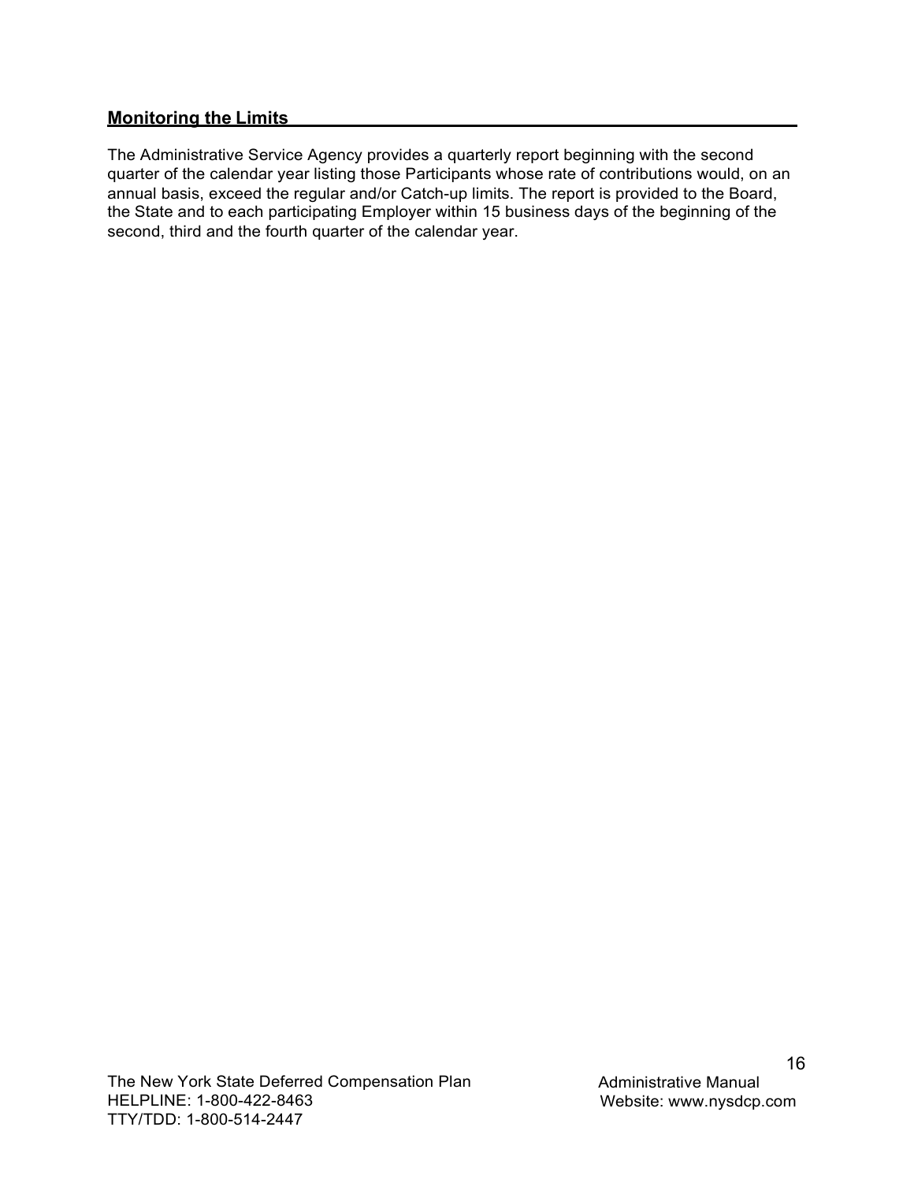## Monitoring the Limits

The Administrative Service Agency provides a quarterly report beginning with the second quarter of the calendar year listing those Participants whose rate of contributions would, on an annual basis, exceed the regular and/or Catch-up limits. The report is provided to the Board, the State and to each participating Employer within 15 business days of the beginning of the second, third and the fourth quarter of the calendar year.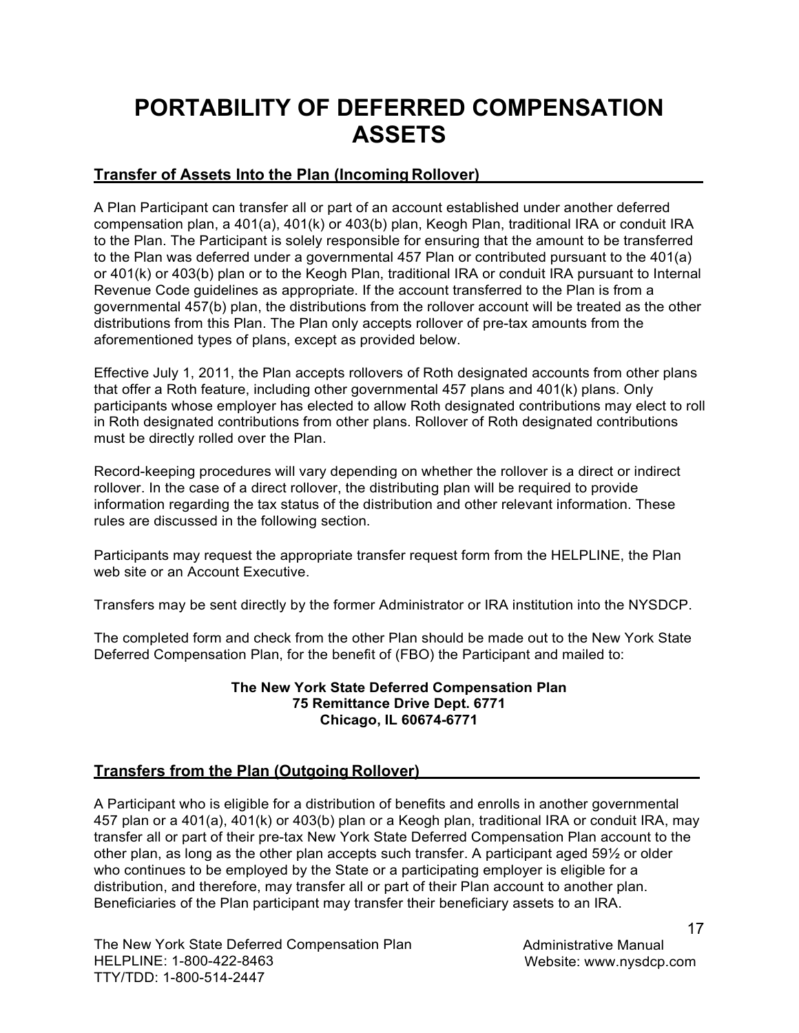# PORTABILITY OF DEFERRED COMPENSATION ASSETS

## Transfer of Assets Into the Plan (Incoming Rollover)

A Plan Participant can transfer all or part of an account established under another deferred compensation plan, a 401(a), 401(k) or 403(b) plan, Keogh Plan, traditional IRA or conduit IRA to the Plan. The Participant is solely responsible for ensuring that the amount to be transferred to the Plan was deferred under a governmental 457 Plan or contributed pursuant to the 401(a) or 401(k) or 403(b) plan or to the Keogh Plan, traditional IRA or conduit IRA pursuant to Internal Revenue Code guidelines as appropriate. If the account transferred to the Plan is from a governmental 457(b) plan, the distributions from the rollover account will be treated as the other distributions from this Plan. The Plan only accepts rollover of pre-tax amounts from the aforementioned types of plans, except as provided below.

Effective July 1, 2011, the Plan accepts rollovers of Roth designated accounts from other plans that offer a Roth feature, including other governmental 457 plans and 401(k) plans. Only participants whose employer has elected to allow Roth designated contributions may elect to roll in Roth designated contributions from other plans. Rollover of Roth designated contributions must be directly rolled over the Plan.

Record-keeping procedures will vary depending on whether the rollover is a direct or indirect rollover. In the case of a direct rollover, the distributing plan will be required to provide information regarding the tax status of the distribution and other relevant information. These rules are discussed in the following section.

Participants may request the appropriate transfer request form from the HELPLINE, the Plan web site or an Account Executive.

Transfers may be sent directly by the former Administrator or IRA institution into the NYSDCP.

The completed form and check from the other Plan should be made out to the New York State Deferred Compensation Plan, for the benefit of (FBO) the Participant and mailed to:

**The New York State Deferred Compensation Plan**
**75 Remittance Drive Dept. 6771**
**Chicago, IL 60674-6771**

## Transfers from the Plan (Outgoing Rollover)

A Participant who is eligible for a distribution of benefits and enrolls in another governmental 457 plan or a 401(a), 401(k) or 403(b) plan or a Keogh plan, traditional IRA or conduit IRA, may transfer all or part of their pre-tax New York State Deferred Compensation Plan account to the other plan, as long as the other plan accepts such transfer. A participant aged 59½ or older who continues to be employed by the State or a participating employer is eligible for a distribution, and therefore, may transfer all or part of their Plan account to another plan. Beneficiaries of the Plan participant may transfer their beneficiary assets to an IRA.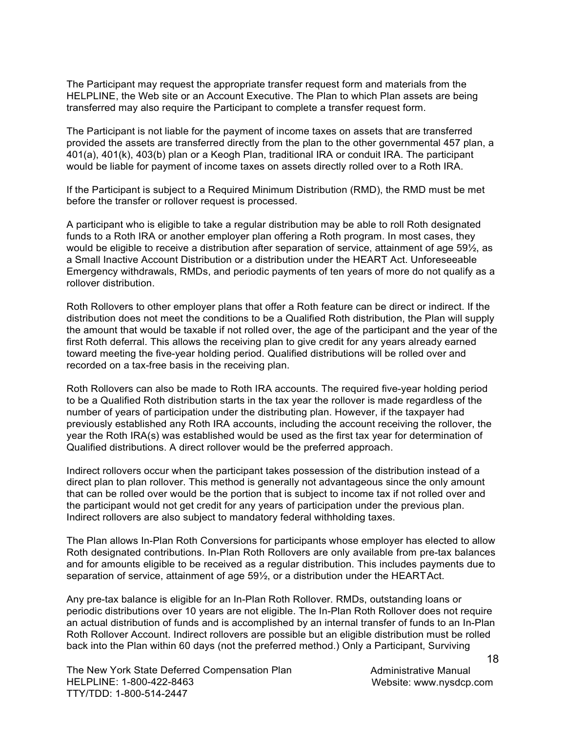The Participant may request the appropriate transfer request form and materials from the HELPLINE, the Web site or an Account Executive. The Plan to which Plan assets are being transferred may also require the Participant to complete a transfer request form.

The Participant is not liable for the payment of income taxes on assets that are transferred provided the assets are transferred directly from the plan to the other governmental 457 plan, a 401(a), 401(k), 403(b) plan or a Keogh Plan, traditional IRA or conduit IRA. The participant would be liable for payment of income taxes on assets directly rolled over to a Roth IRA.

If the Participant is subject to a Required Minimum Distribution (RMD), the RMD must be met before the transfer or rollover request is processed.

A participant who is eligible to take a regular distribution may be able to roll Roth designated funds to a Roth IRA or another employer plan offering a Roth program. In most cases, they would be eligible to receive a distribution after separation of service, attainment of age 59½, as a Small Inactive Account Distribution or a distribution under the HEART Act. Unforeseeable Emergency withdrawals, RMDs, and periodic payments of ten years of more do not qualify as a rollover distribution.

Roth Rollovers to other employer plans that offer a Roth feature can be direct or indirect. If the distribution does not meet the conditions to be a Qualified Roth distribution, the Plan will supply the amount that would be taxable if not rolled over, the age of the participant and the year of the first Roth deferral. This allows the receiving plan to give credit for any years already earned toward meeting the five-year holding period. Qualified distributions will be rolled over and recorded on a tax-free basis in the receiving plan.

Roth Rollovers can also be made to Roth IRA accounts. The required five-year holding period to be a Qualified Roth distribution starts in the tax year the rollover is made regardless of the number of years of participation under the distributing plan. However, if the taxpayer had previously established any Roth IRA accounts, including the account receiving the rollover, the year the Roth IRA(s) was established would be used as the first tax year for determination of Qualified distributions. A direct rollover would be the preferred approach.

Indirect rollovers occur when the participant takes possession of the distribution instead of a direct plan to plan rollover. This method is generally not advantageous since the only amount that can be rolled over would be the portion that is subject to income tax if not rolled over and the participant would not get credit for any years of participation under the previous plan. Indirect rollovers are also subject to mandatory federal withholding taxes.

The Plan allows In-Plan Roth Conversions for participants whose employer has elected to allow Roth designated contributions. In-Plan Roth Rollovers are only available from pre-tax balances and for amounts eligible to be received as a regular distribution. This includes payments due to separation of service, attainment of age 59½, or a distribution under the HEART Act.

Any pre-tax balance is eligible for an In-Plan Roth Rollover. RMDs, outstanding loans or periodic distributions over 10 years are not eligible. The In-Plan Roth Rollover does not require an actual distribution of funds and is accomplished by an internal transfer of funds to an In-Plan Roth Rollover Account. Indirect rollovers are possible but an eligible distribution must be rolled back into the Plan within 60 days (not the preferred method.) Only a Participant, Surviving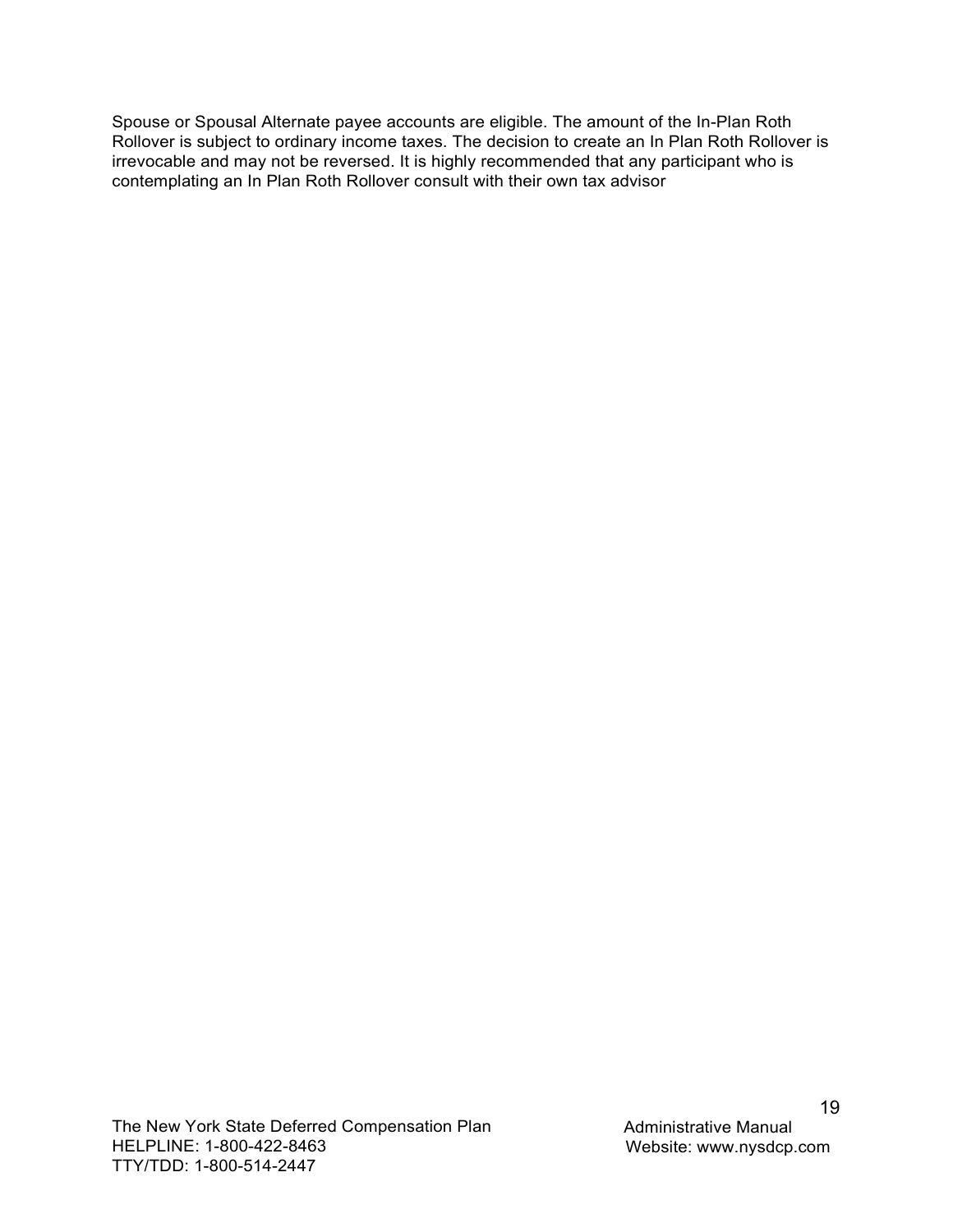Spouse or Spousal Alternate payee accounts are eligible. The amount of the In-Plan Roth Rollover is subject to ordinary income taxes. The decision to create an In Plan Roth Rollover is irrevocable and may not be reversed. It is highly recommended that any participant who is contemplating an In Plan Roth Rollover consult with their own tax advisor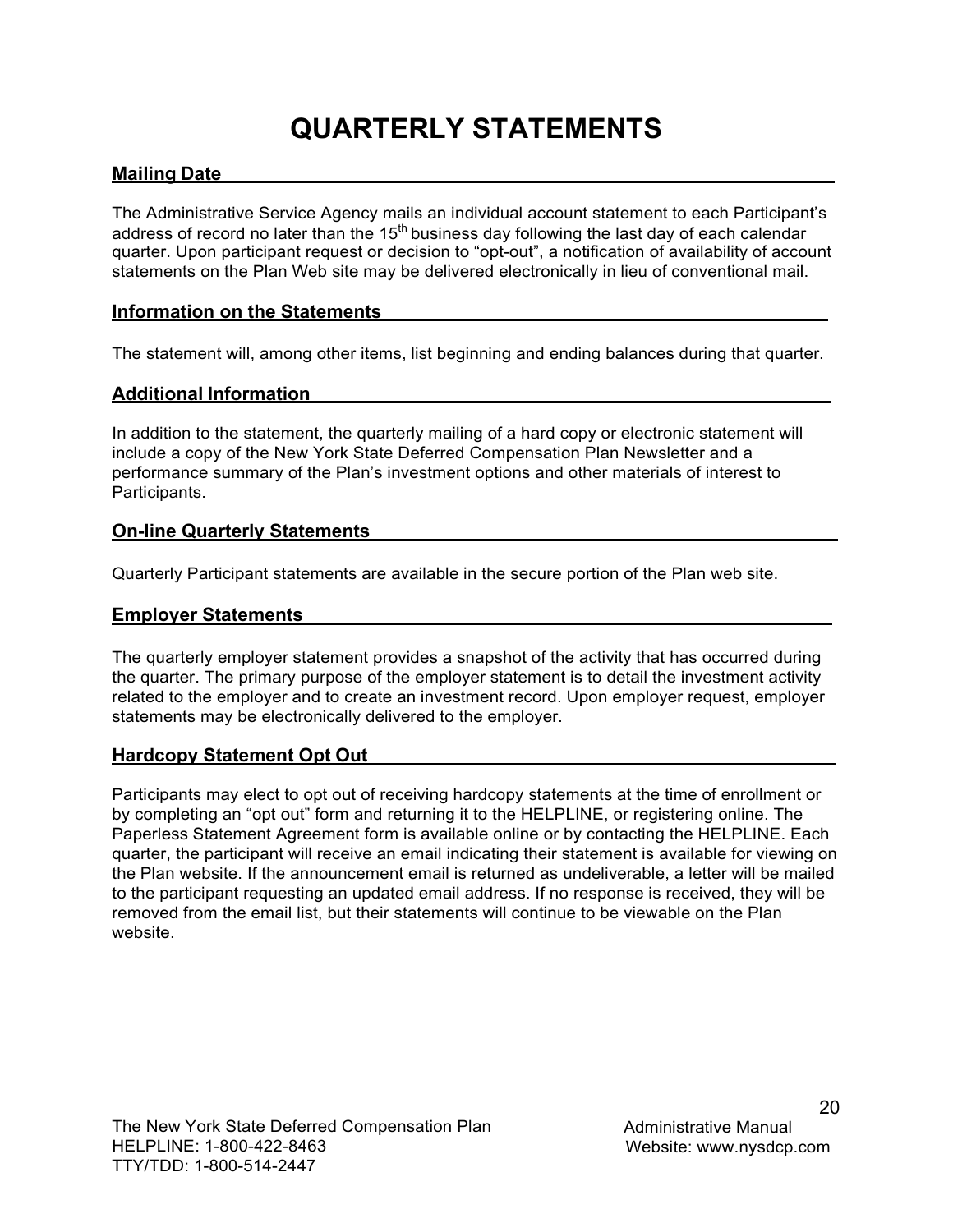# QUARTERLY STATEMENTS

## Mailing Date

The Administrative Service Agency mails an individual account statement to each Participant's address of record no later than the 15th business day following the last day of each calendar quarter. Upon participant request or decision to "opt-out", a notification of availability of account statements on the Plan Web site may be delivered electronically in lieu of conventional mail.

## Information on the Statements

The statement will, among other items, list beginning and ending balances during that quarter.

## Additional Information

In addition to the statement, the quarterly mailing of a hard copy or electronic statement will include a copy of the New York State Deferred Compensation Plan Newsletter and a performance summary of the Plan's investment options and other materials of interest to Participants.

## On-line Quarterly Statements

Quarterly Participant statements are available in the secure portion of the Plan web site.

## Employer Statements

The quarterly employer statement provides a snapshot of the activity that has occurred during the quarter. The primary purpose of the employer statement is to detail the investment activity related to the employer and to create an investment record. Upon employer request, employer statements may be electronically delivered to the employer.

## Hardcopy Statement Opt Out

Participants may elect to opt out of receiving hardcopy statements at the time of enrollment or by completing an "opt out" form and returning it to the HELPLINE, or registering online. The Paperless Statement Agreement form is available online or by contacting the HELPLINE. Each quarter, the participant will receive an email indicating their statement is available for viewing on the Plan website. If the announcement email is returned as undeliverable, a letter will be mailed to the participant requesting an updated email address. If no response is received, they will be removed from the email list, but their statements will continue to be viewable on the Plan website.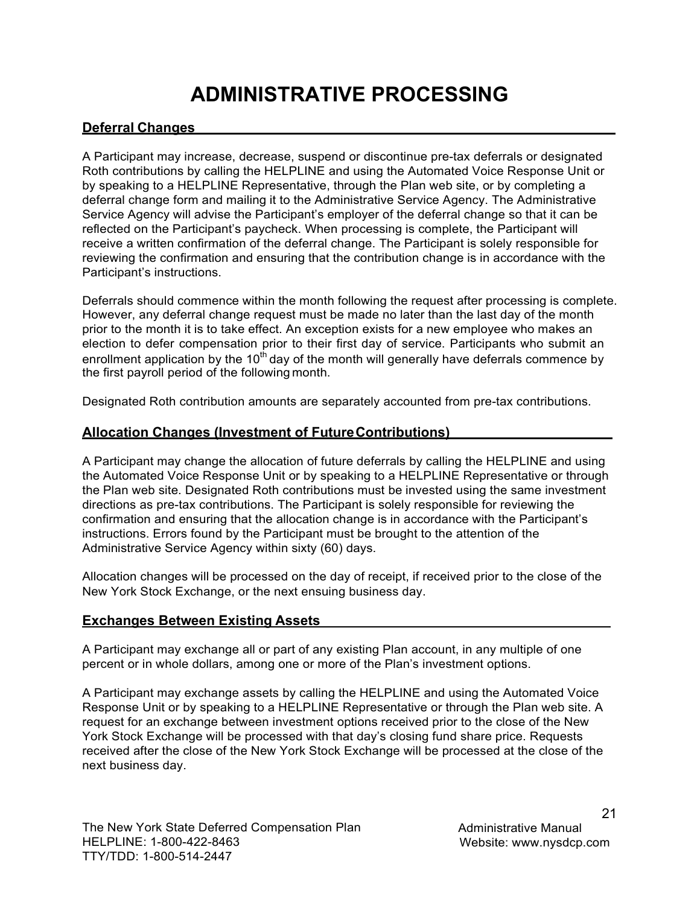# ADMINISTRATIVE PROCESSING

## Deferral Changes

A Participant may increase, decrease, suspend or discontinue pre-tax deferrals or designated Roth contributions by calling the HELPLINE and using the Automated Voice Response Unit or by speaking to a HELPLINE Representative, through the Plan web site, or by completing a deferral change form and mailing it to the Administrative Service Agency. The Administrative Service Agency will advise the Participant's employer of the deferral change so that it can be reflected on the Participant's paycheck. When processing is complete, the Participant will receive a written confirmation of the deferral change. The Participant is solely responsible for reviewing the confirmation and ensuring that the contribution change is in accordance with the Participant's instructions.

Deferrals should commence within the month following the request after processing is complete. However, any deferral change request must be made no later than the last day of the month prior to the month it is to take effect. An exception exists for a new employee who makes an election to defer compensation prior to their first day of service. Participants who submit an enrollment application by the 10th day of the month will generally have deferrals commence by the first payroll period of the following month.

Designated Roth contribution amounts are separately accounted from pre-tax contributions.

## Allocation Changes (Investment of Future Contributions)

A Participant may change the allocation of future deferrals by calling the HELPLINE and using the Automated Voice Response Unit or by speaking to a HELPLINE Representative or through the Plan web site. Designated Roth contributions must be invested using the same investment directions as pre-tax contributions. The Participant is solely responsible for reviewing the confirmation and ensuring that the allocation change is in accordance with the Participant's instructions. Errors found by the Participant must be brought to the attention of the Administrative Service Agency within sixty (60) days.

Allocation changes will be processed on the day of receipt, if received prior to the close of the New York Stock Exchange, or the next ensuing business day.

## Exchanges Between Existing Assets

A Participant may exchange all or part of any existing Plan account, in any multiple of one percent or in whole dollars, among one or more of the Plan's investment options.

A Participant may exchange assets by calling the HELPLINE and using the Automated Voice Response Unit or by speaking to a HELPLINE Representative or through the Plan web site. A request for an exchange between investment options received prior to the close of the New York Stock Exchange will be processed with that day's closing fund share price. Requests received after the close of the New York Stock Exchange will be processed at the close of the next business day.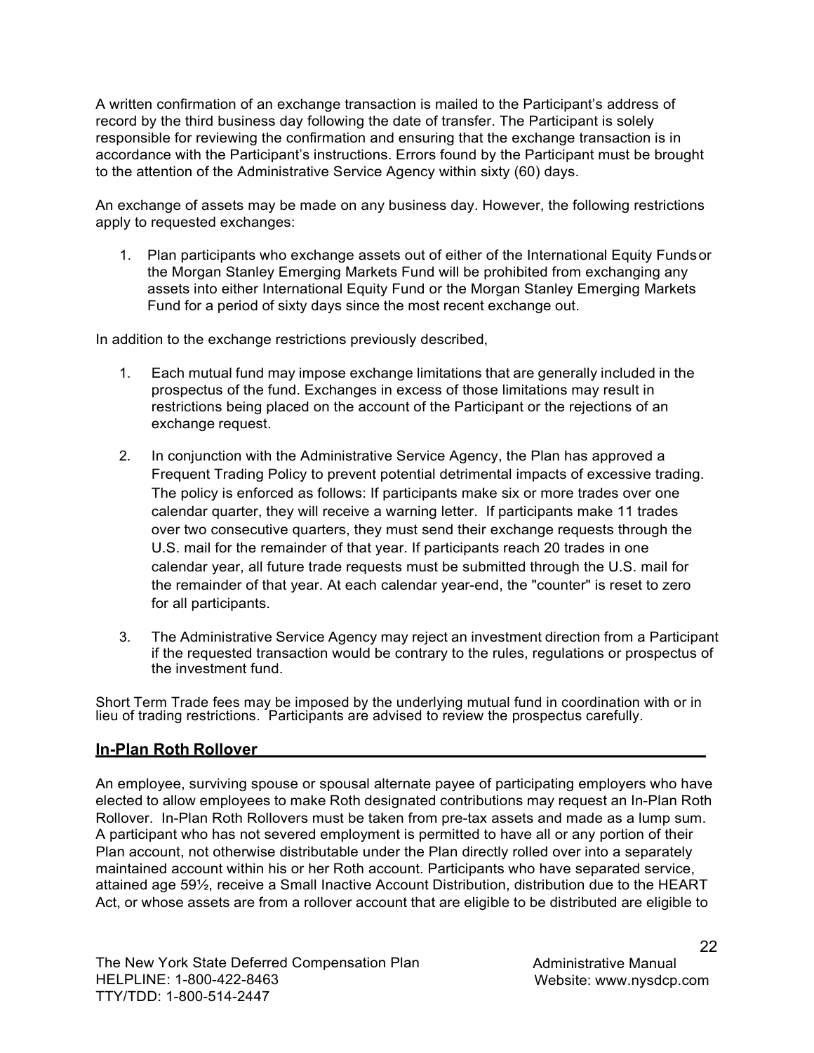A written confirmation of an exchange transaction is mailed to the Participant's address of record by the third business day following the date of transfer. The Participant is solely responsible for reviewing the confirmation and ensuring that the exchange transaction is in accordance with the Participant's instructions. Errors found by the Participant must be brought to the attention of the Administrative Service Agency within sixty (60) days.

An exchange of assets may be made on any business day. However, the following restrictions apply to requested exchanges:

1. Plan participants who exchange assets out of either of the International Equity Funds or the Morgan Stanley Emerging Markets Fund will be prohibited from exchanging any assets into either International Equity Fund or the Morgan Stanley Emerging Markets Fund for a period of sixty days since the most recent exchange out.

In addition to the exchange restrictions previously described,

1. Each mutual fund may impose exchange limitations that are generally included in the prospectus of the fund. Exchanges in excess of those limitations may result in restrictions being placed on the account of the Participant or the rejections of an exchange request.

2. In conjunction with the Administrative Service Agency, the Plan has approved a Frequent Trading Policy to prevent potential detrimental impacts of excessive trading. The policy is enforced as follows: If participants make six or more trades over one calendar quarter, they will receive a warning letter. If participants make 11 trades over two consecutive quarters, they must send their exchange requests through the U.S. mail for the remainder of that year. If participants reach 20 trades in one calendar year, all future trade requests must be submitted through the U.S. mail for the remainder of that year. At each calendar year-end, the "counter" is reset to zero for all participants.

3. The Administrative Service Agency may reject an investment direction from a Participant if the requested transaction would be contrary to the rules, regulations or prospectus of the investment fund.

Short Term Trade fees may be imposed by the underlying mutual fund in coordination with or in lieu of trading restrictions. Participants are advised to review the prospectus carefully.

## In-Plan Roth Rollover

An employee, surviving spouse or spousal alternate payee of participating employers who have elected to allow employees to make Roth designated contributions may request an In-Plan Roth Rollover. In-Plan Roth Rollovers must be taken from pre-tax assets and made as a lump sum. A participant who has not severed employment is permitted to have all or any portion of their Plan account, not otherwise distributable under the Plan directly rolled over into a separately maintained account within his or her Roth account. Participants who have separated service, attained age 59½, receive a Small Inactive Account Distribution, distribution due to the HEART Act, or whose assets are from a rollover account that are eligible to be distributed are eligible to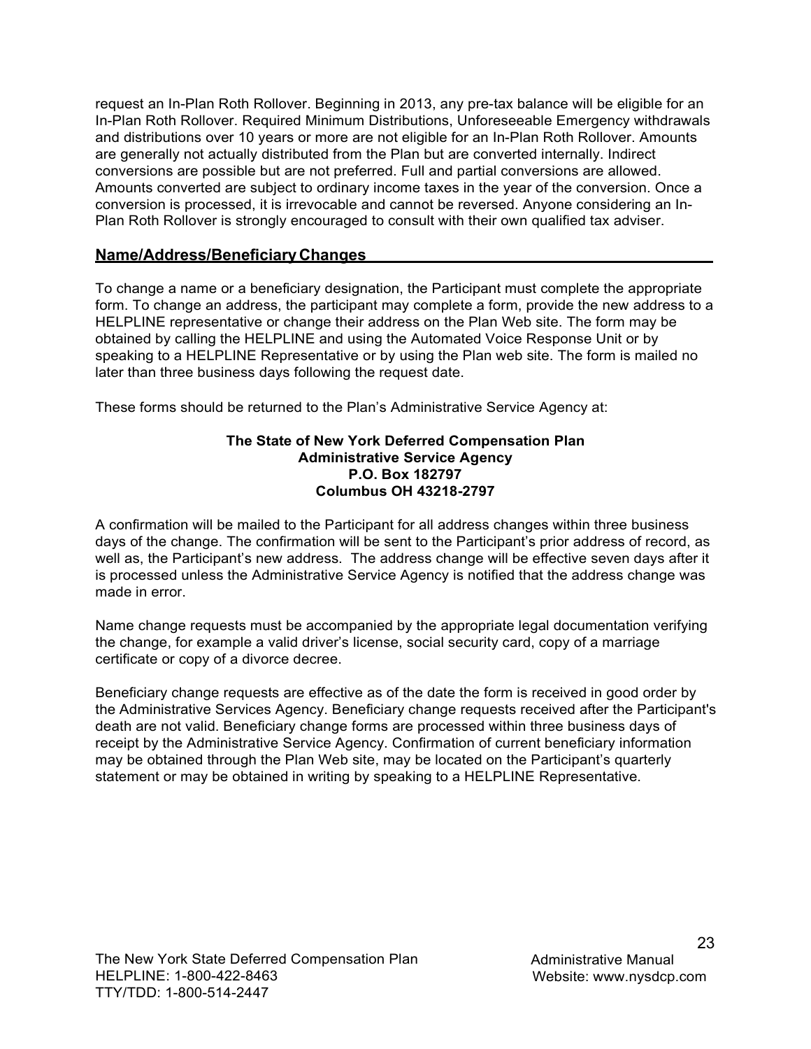request an In-Plan Roth Rollover. Beginning in 2013, any pre-tax balance will be eligible for an In-Plan Roth Rollover. Required Minimum Distributions, Unforeseeable Emergency withdrawals and distributions over 10 years or more are not eligible for an In-Plan Roth Rollover. Amounts are generally not actually distributed from the Plan but are converted internally. Indirect conversions are possible but are not preferred. Full and partial conversions are allowed. Amounts converted are subject to ordinary income taxes in the year of the conversion. Once a conversion is processed, it is irrevocable and cannot be reversed. Anyone considering an In-Plan Roth Rollover is strongly encouraged to consult with their own qualified tax adviser.

## Name/Address/Beneficiary Changes

To change a name or a beneficiary designation, the Participant must complete the appropriate form. To change an address, the participant may complete a form, provide the new address to a HELPLINE representative or change their address on the Plan Web site. The form may be obtained by calling the HELPLINE and using the Automated Voice Response Unit or by speaking to a HELPLINE Representative or by using the Plan web site. The form is mailed no later than three business days following the request date.

These forms should be returned to the Plan's Administrative Service Agency at:

**The State of New York Deferred Compensation Plan**
**Administrative Service Agency**
**P.O. Box 182797**
**Columbus OH 43218-2797**

A confirmation will be mailed to the Participant for all address changes within three business days of the change. The confirmation will be sent to the Participant's prior address of record, as well as, the Participant's new address. The address change will be effective seven days after it is processed unless the Administrative Service Agency is notified that the address change was made in error.

Name change requests must be accompanied by the appropriate legal documentation verifying the change, for example a valid driver's license, social security card, copy of a marriage certificate or copy of a divorce decree.

Beneficiary change requests are effective as of the date the form is received in good order by the Administrative Services Agency. Beneficiary change requests received after the Participant's death are not valid. Beneficiary change forms are processed within three business days of receipt by the Administrative Service Agency. Confirmation of current beneficiary information may be obtained through the Plan Web site, may be located on the Participant's quarterly statement or may be obtained in writing by speaking to a HELPLINE Representative.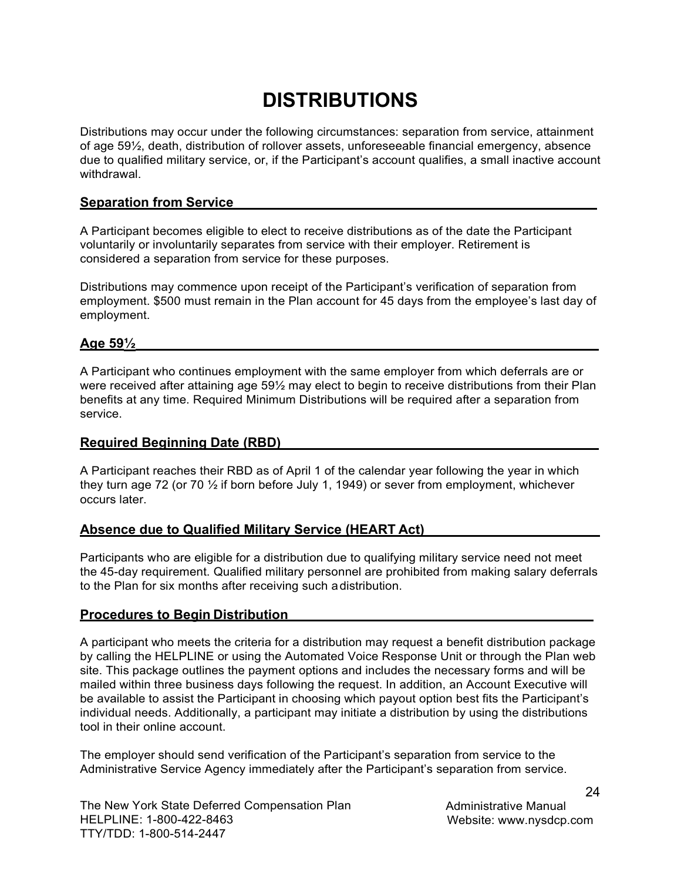# DISTRIBUTIONS

Distributions may occur under the following circumstances: separation from service, attainment of age 59½, death, distribution of rollover assets, unforeseeable financial emergency, absence due to qualified military service, or, if the Participant's account qualifies, a small inactive account withdrawal.

## Separation from Service

A Participant becomes eligible to elect to receive distributions as of the date the Participant voluntarily or involuntarily separates from service with their employer. Retirement is considered a separation from service for these purposes.

Distributions may commence upon receipt of the Participant's verification of separation from employment. $500 must remain in the Plan account for 45 days from the employee's last day of employment.

## Age 59½

A Participant who continues employment with the same employer from which deferrals are or were received after attaining age 59½ may elect to begin to receive distributions from their Plan benefits at any time. Required Minimum Distributions will be required after a separation from service.

## Required Beginning Date (RBD)

A Participant reaches their RBD as of April 1 of the calendar year following the year in which they turn age 72 (or 70 ½ if born before July 1, 1949) or sever from employment, whichever occurs later.

## Absence due to Qualified Military Service (HEART Act)

Participants who are eligible for a distribution due to qualifying military service need not meet the 45-day requirement. Qualified military personnel are prohibited from making salary deferrals to the Plan for six months after receiving such a distribution.

## Procedures to Begin Distribution

A participant who meets the criteria for a distribution may request a benefit distribution package by calling the HELPLINE or using the Automated Voice Response Unit or through the Plan web site. This package outlines the payment options and includes the necessary forms and will be mailed within three business days following the request. In addition, an Account Executive will be available to assist the Participant in choosing which payout option best fits the Participant's individual needs. Additionally, a participant may initiate a distribution by using the distributions tool in their online account.

The employer should send verification of the Participant's separation from service to the Administrative Service Agency immediately after the Participant's separation from service.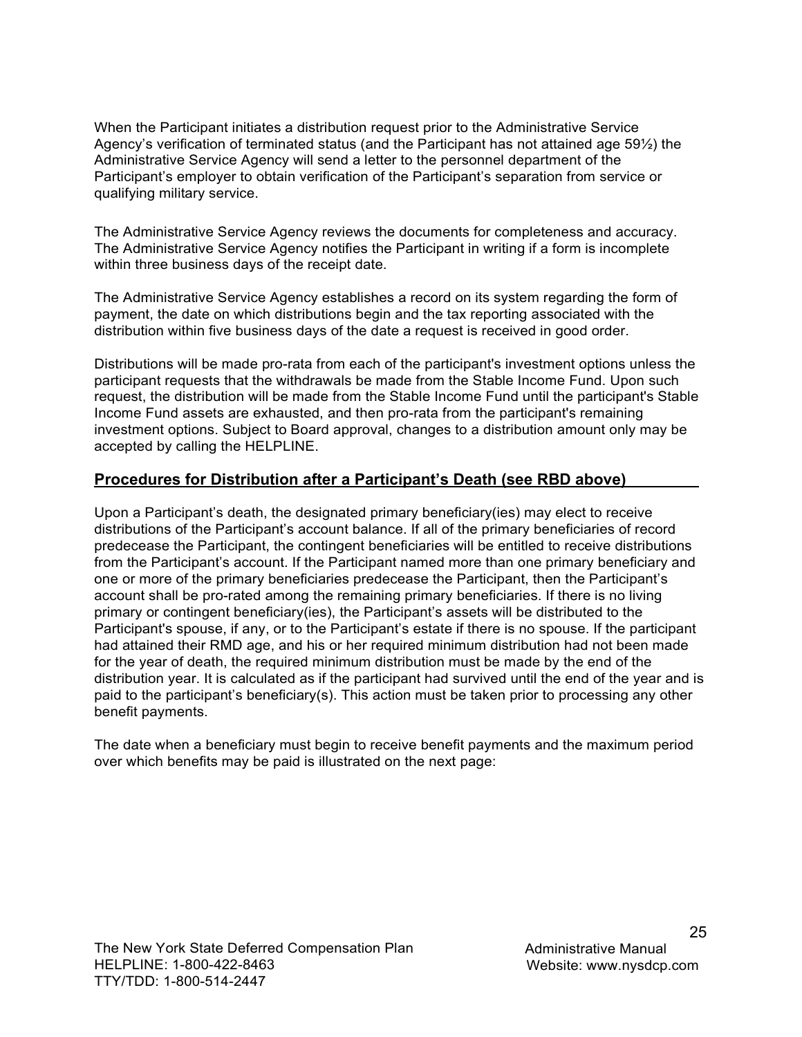When the Participant initiates a distribution request prior to the Administrative Service Agency's verification of terminated status (and the Participant has not attained age 59½) the Administrative Service Agency will send a letter to the personnel department of the Participant's employer to obtain verification of the Participant's separation from service or qualifying military service.

The Administrative Service Agency reviews the documents for completeness and accuracy. The Administrative Service Agency notifies the Participant in writing if a form is incomplete within three business days of the receipt date.

The Administrative Service Agency establishes a record on its system regarding the form of payment, the date on which distributions begin and the tax reporting associated with the distribution within five business days of the date a request is received in good order.

Distributions will be made pro-rata from each of the participant's investment options unless the participant requests that the withdrawals be made from the Stable Income Fund. Upon such request, the distribution will be made from the Stable Income Fund until the participant's Stable Income Fund assets are exhausted, and then pro-rata from the participant's remaining investment options. Subject to Board approval, changes to a distribution amount only may be accepted by calling the HELPLINE.

## Procedures for Distribution after a Participant's Death (see RBD above)

Upon a Participant's death, the designated primary beneficiary(ies) may elect to receive distributions of the Participant's account balance. If all of the primary beneficiaries of record predecease the Participant, the contingent beneficiaries will be entitled to receive distributions from the Participant's account. If the Participant named more than one primary beneficiary and one or more of the primary beneficiaries predecease the Participant, then the Participant's account shall be pro-rated among the remaining primary beneficiaries. If there is no living primary or contingent beneficiary(ies), the Participant's assets will be distributed to the Participant's spouse, if any, or to the Participant's estate if there is no spouse. If the participant had attained their RMD age, and his or her required minimum distribution had not been made for the year of death, the required minimum distribution must be made by the end of the distribution year. It is calculated as if the participant had survived until the end of the year and is paid to the participant's beneficiary(s). This action must be taken prior to processing any other benefit payments.

The date when a beneficiary must begin to receive benefit payments and the maximum period over which benefits may be paid is illustrated on the next page: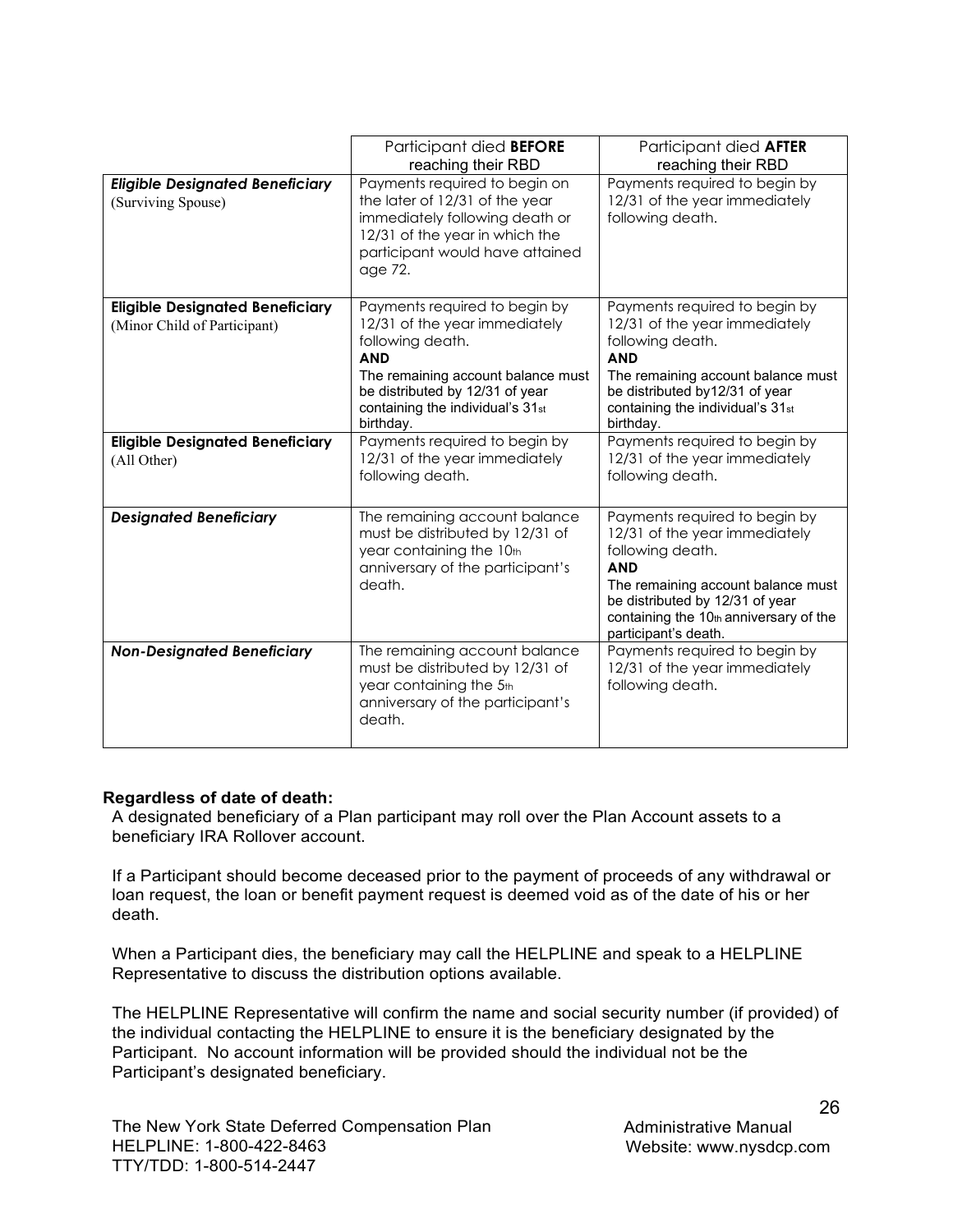| | Participant died **BEFORE** reaching their RBD | Participant died **AFTER** reaching their RBD |
|---|---|---|
| ***Eligible Designated Beneficiary*** (Surviving Spouse) | Payments required to begin on the later of 12/31 of the year immediately following death or 12/31 of the year in which the participant would have attained age 72. | Payments required to begin by 12/31 of the year immediately following death. |
| **Eligible Designated Beneficiary** (Minor Child of Participant) | Payments required to begin by 12/31 of the year immediately following death. **AND** The remaining account balance must be distributed by 12/31 of year containing the individual's 31st birthday. | Payments required to begin by 12/31 of the year immediately following death. **AND** The remaining account balance must be distributed by12/31 of year containing the individual's 31st birthday. |
| **Eligible Designated Beneficiary** (All Other) | Payments required to begin by 12/31 of the year immediately following death. | Payments required to begin by 12/31 of the year immediately following death. |
| ***Designated Beneficiary*** | The remaining account balance must be distributed by 12/31 of year containing the 10th anniversary of the participant's death. | Payments required to begin by 12/31 of the year immediately following death. **AND** The remaining account balance must be distributed by 12/31 of year containing the 10th anniversary of the participant's death. |
| ***Non-Designated Beneficiary*** | The remaining account balance must be distributed by 12/31 of year containing the 5th anniversary of the participant's death. | Payments required to begin by 12/31 of the year immediately following death. |

**Regardless of date of death:**

A designated beneficiary of a Plan participant may roll over the Plan Account assets to a beneficiary IRA Rollover account.

If a Participant should become deceased prior to the payment of proceeds of any withdrawal or loan request, the loan or benefit payment request is deemed void as of the date of his or her death.

When a Participant dies, the beneficiary may call the HELPLINE and speak to a HELPLINE Representative to discuss the distribution options available.

The HELPLINE Representative will confirm the name and social security number (if provided) of the individual contacting the HELPLINE to ensure it is the beneficiary designated by the Participant. No account information will be provided should the individual not be the Participant's designated beneficiary.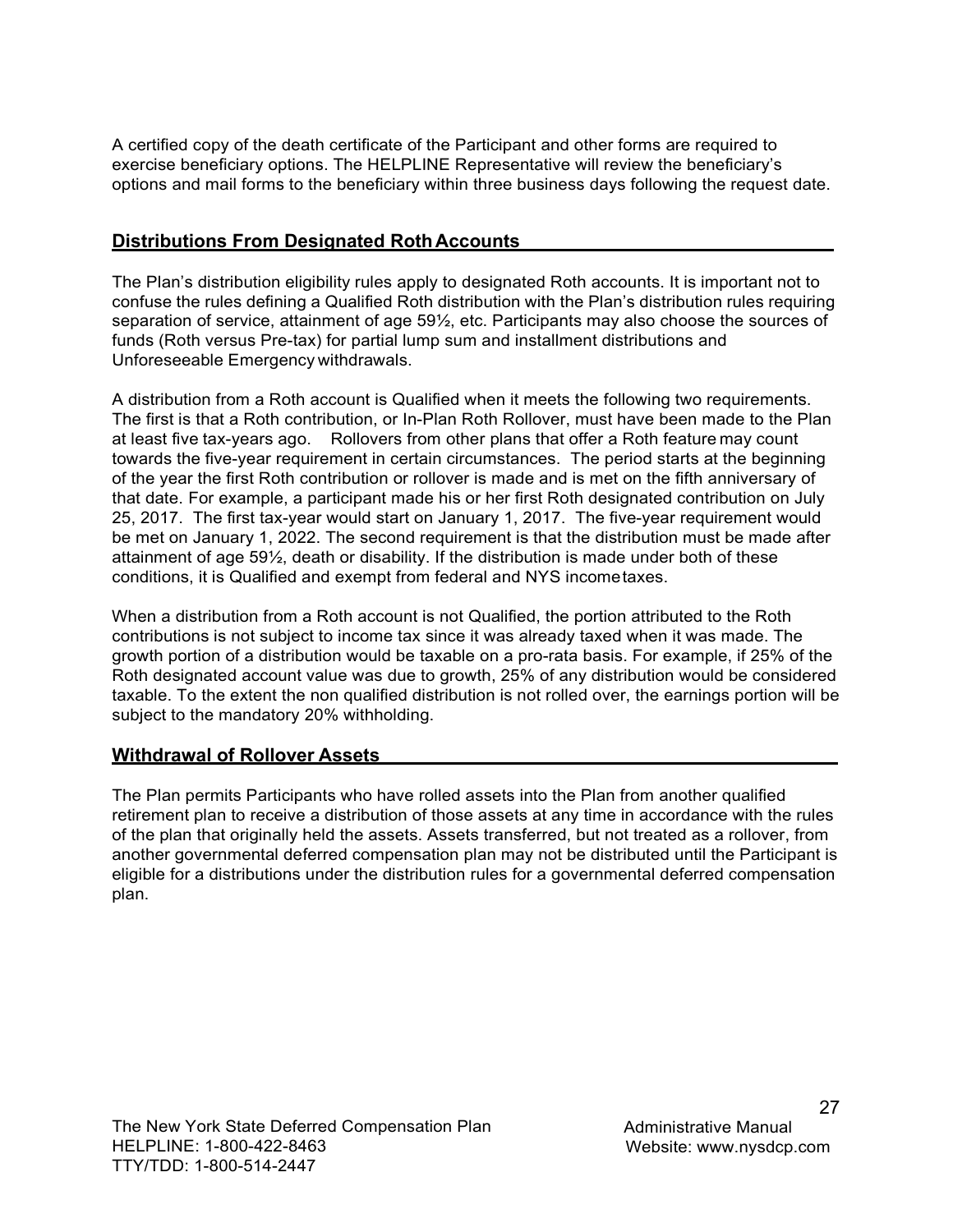A certified copy of the death certificate of the Participant and other forms are required to exercise beneficiary options. The HELPLINE Representative will review the beneficiary's options and mail forms to the beneficiary within three business days following the request date.

## Distributions From Designated Roth Accounts

The Plan's distribution eligibility rules apply to designated Roth accounts. It is important not to confuse the rules defining a Qualified Roth distribution with the Plan's distribution rules requiring separation of service, attainment of age 59½, etc. Participants may also choose the sources of funds (Roth versus Pre-tax) for partial lump sum and installment distributions and Unforeseeable Emergency withdrawals.

A distribution from a Roth account is Qualified when it meets the following two requirements. The first is that a Roth contribution, or In-Plan Roth Rollover, must have been made to the Plan at least five tax-years ago. Rollovers from other plans that offer a Roth feature may count towards the five-year requirement in certain circumstances. The period starts at the beginning of the year the first Roth contribution or rollover is made and is met on the fifth anniversary of that date. For example, a participant made his or her first Roth designated contribution on July 25, 2017. The first tax-year would start on January 1, 2017. The five-year requirement would be met on January 1, 2022. The second requirement is that the distribution must be made after attainment of age 59½, death or disability. If the distribution is made under both of these conditions, it is Qualified and exempt from federal and NYS income taxes.

When a distribution from a Roth account is not Qualified, the portion attributed to the Roth contributions is not subject to income tax since it was already taxed when it was made. The growth portion of a distribution would be taxable on a pro-rata basis. For example, if 25% of the Roth designated account value was due to growth, 25% of any distribution would be considered taxable. To the extent the non qualified distribution is not rolled over, the earnings portion will be subject to the mandatory 20% withholding.

## Withdrawal of Rollover Assets

The Plan permits Participants who have rolled assets into the Plan from another qualified retirement plan to receive a distribution of those assets at any time in accordance with the rules of the plan that originally held the assets. Assets transferred, but not treated as a rollover, from another governmental deferred compensation plan may not be distributed until the Participant is eligible for a distributions under the distribution rules for a governmental deferred compensation plan.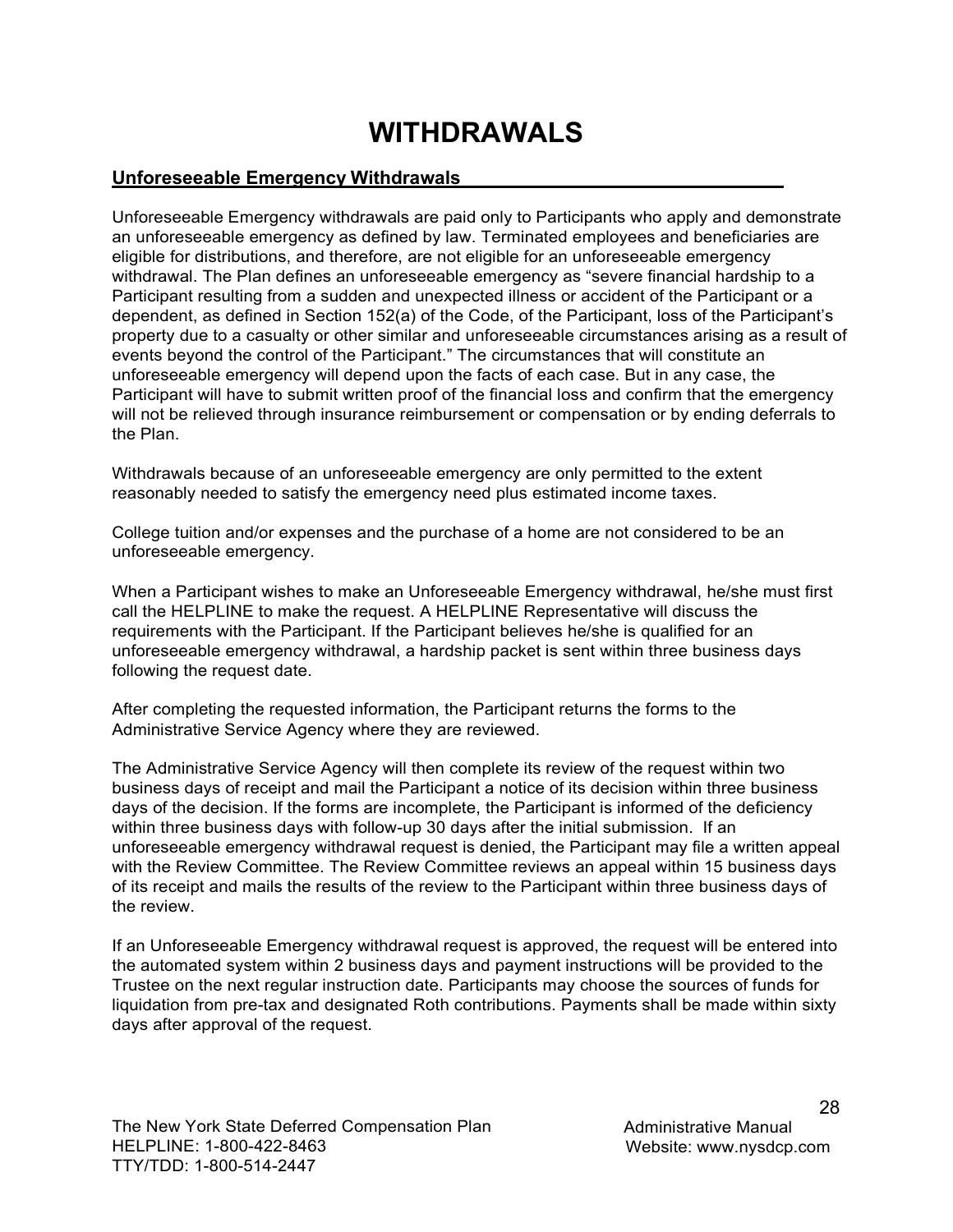# WITHDRAWALS

## Unforeseeable Emergency Withdrawals

Unforeseeable Emergency withdrawals are paid only to Participants who apply and demonstrate an unforeseeable emergency as defined by law. Terminated employees and beneficiaries are eligible for distributions, and therefore, are not eligible for an unforeseeable emergency withdrawal. The Plan defines an unforeseeable emergency as "severe financial hardship to a Participant resulting from a sudden and unexpected illness or accident of the Participant or a dependent, as defined in Section 152(a) of the Code, of the Participant, loss of the Participant's property due to a casualty or other similar and unforeseeable circumstances arising as a result of events beyond the control of the Participant." The circumstances that will constitute an unforeseeable emergency will depend upon the facts of each case. But in any case, the Participant will have to submit written proof of the financial loss and confirm that the emergency will not be relieved through insurance reimbursement or compensation or by ending deferrals to the Plan.

Withdrawals because of an unforeseeable emergency are only permitted to the extent reasonably needed to satisfy the emergency need plus estimated income taxes.

College tuition and/or expenses and the purchase of a home are not considered to be an unforeseeable emergency.

When a Participant wishes to make an Unforeseeable Emergency withdrawal, he/she must first call the HELPLINE to make the request. A HELPLINE Representative will discuss the requirements with the Participant. If the Participant believes he/she is qualified for an unforeseeable emergency withdrawal, a hardship packet is sent within three business days following the request date.

After completing the requested information, the Participant returns the forms to the Administrative Service Agency where they are reviewed.

The Administrative Service Agency will then complete its review of the request within two business days of receipt and mail the Participant a notice of its decision within three business days of the decision. If the forms are incomplete, the Participant is informed of the deficiency within three business days with follow-up 30 days after the initial submission. If an unforeseeable emergency withdrawal request is denied, the Participant may file a written appeal with the Review Committee. The Review Committee reviews an appeal within 15 business days of its receipt and mails the results of the review to the Participant within three business days of the review.

If an Unforeseeable Emergency withdrawal request is approved, the request will be entered into the automated system within 2 business days and payment instructions will be provided to the Trustee on the next regular instruction date. Participants may choose the sources of funds for liquidation from pre-tax and designated Roth contributions. Payments shall be made within sixty days after approval of the request.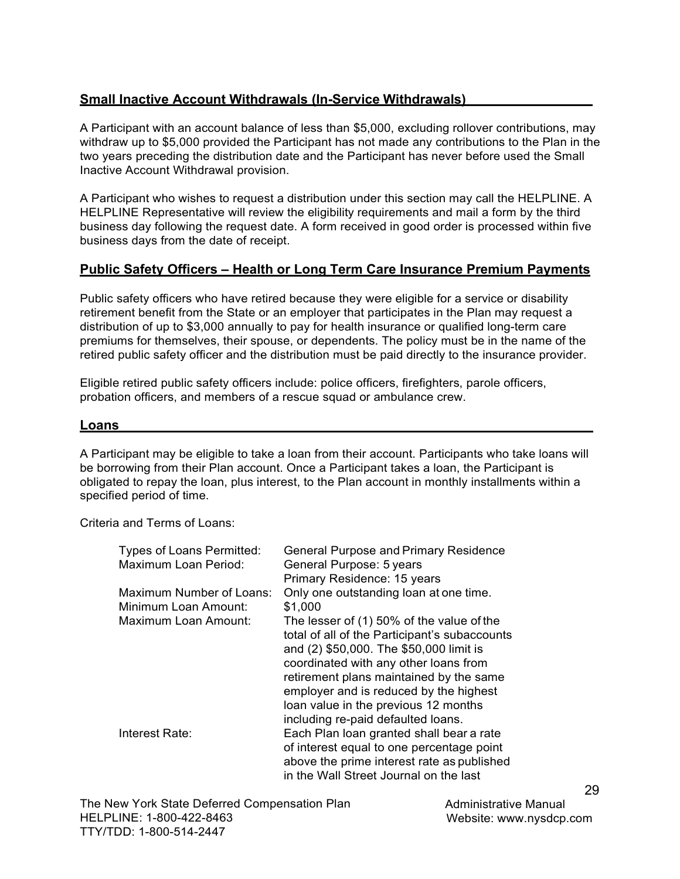## Small Inactive Account Withdrawals (In-Service Withdrawals)

A Participant with an account balance of less than $5,000, excluding rollover contributions, may withdraw up to $5,000 provided the Participant has not made any contributions to the Plan in the two years preceding the distribution date and the Participant has never before used the Small Inactive Account Withdrawal provision.

A Participant who wishes to request a distribution under this section may call the HELPLINE. A HELPLINE Representative will review the eligibility requirements and mail a form by the third business day following the request date. A form received in good order is processed within five business days from the date of receipt.

## Public Safety Officers – Health or Long Term Care Insurance Premium Payments

Public safety officers who have retired because they were eligible for a service or disability retirement benefit from the State or an employer that participates in the Plan may request a distribution of up to $3,000 annually to pay for health insurance or qualified long-term care premiums for themselves, their spouse, or dependents. The policy must be in the name of the retired public safety officer and the distribution must be paid directly to the insurance provider.

Eligible retired public safety officers include: police officers, firefighters, parole officers, probation officers, and members of a rescue squad or ambulance crew.

## Loans

A Participant may be eligible to take a loan from their account. Participants who take loans will be borrowing from their Plan account. Once a Participant takes a loan, the Participant is obligated to repay the loan, plus interest, to the Plan account in monthly installments within a specified period of time.

Criteria and Terms of Loans:

| | |
|---|---|
| Types of Loans Permitted: | General Purpose and Primary Residence |
| Maximum Loan Period: | General Purpose: 5 years<br>Primary Residence: 15 years |
| Maximum Number of Loans: | Only one outstanding loan at one time. |
| Minimum Loan Amount: | $1,000 |
| Maximum Loan Amount: | The lesser of (1) 50% of the value of the total of all of the Participant's subaccounts and (2) $50,000. The $50,000 limit is coordinated with any other loans from retirement plans maintained by the same employer and is reduced by the highest loan value in the previous 12 months including re-paid defaulted loans. |
| Interest Rate: | Each Plan loan granted shall bear a rate of interest equal to one percentage point above the prime interest rate as published in the Wall Street Journal on the last |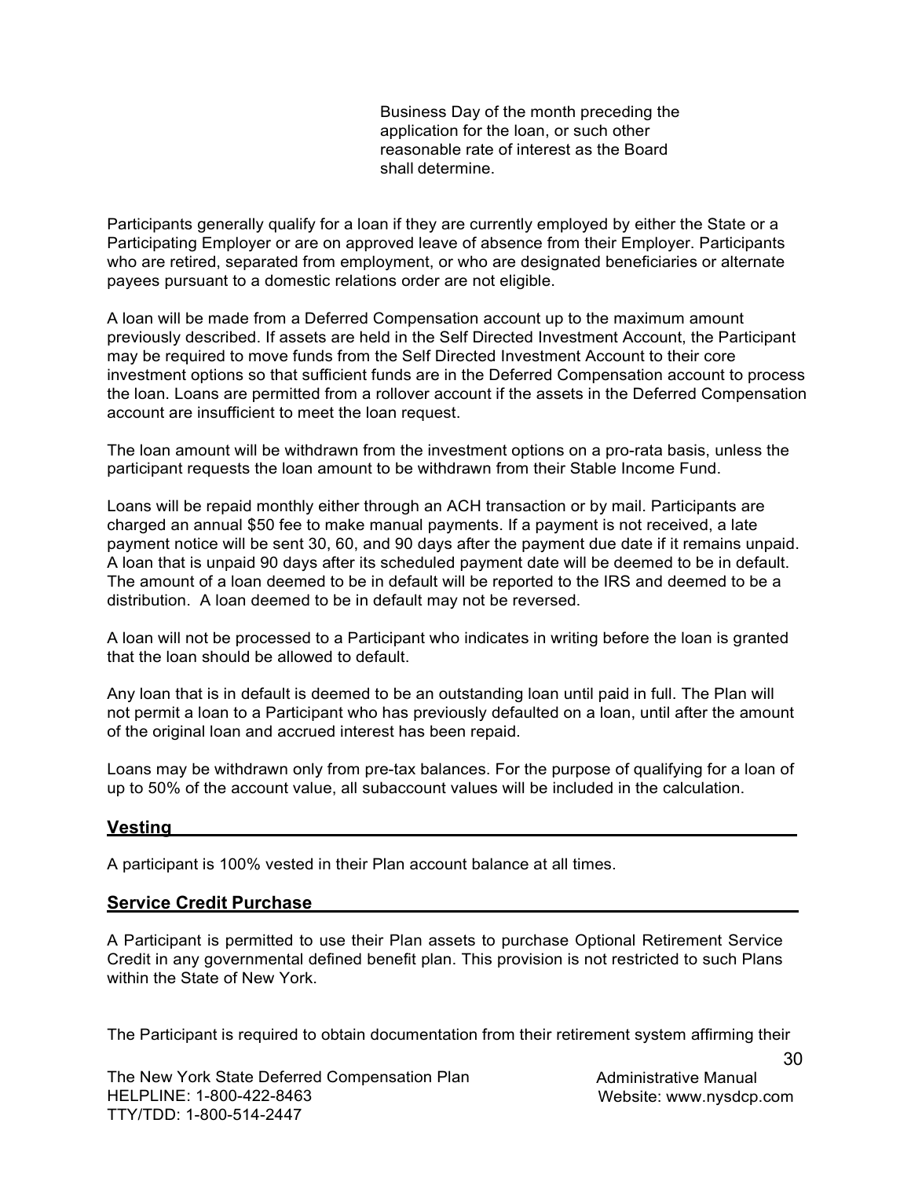Business Day of the month preceding the application for the loan, or such other reasonable rate of interest as the Board shall determine.

Participants generally qualify for a loan if they are currently employed by either the State or a Participating Employer or are on approved leave of absence from their Employer. Participants who are retired, separated from employment, or who are designated beneficiaries or alternate payees pursuant to a domestic relations order are not eligible.

A loan will be made from a Deferred Compensation account up to the maximum amount previously described. If assets are held in the Self Directed Investment Account, the Participant may be required to move funds from the Self Directed Investment Account to their core investment options so that sufficient funds are in the Deferred Compensation account to process the loan. Loans are permitted from a rollover account if the assets in the Deferred Compensation account are insufficient to meet the loan request.

The loan amount will be withdrawn from the investment options on a pro-rata basis, unless the participant requests the loan amount to be withdrawn from their Stable Income Fund.

Loans will be repaid monthly either through an ACH transaction or by mail. Participants are charged an annual $50 fee to make manual payments. If a payment is not received, a late payment notice will be sent 30, 60, and 90 days after the payment due date if it remains unpaid. A loan that is unpaid 90 days after its scheduled payment date will be deemed to be in default. The amount of a loan deemed to be in default will be reported to the IRS and deemed to be a distribution. A loan deemed to be in default may not be reversed.

A loan will not be processed to a Participant who indicates in writing before the loan is granted that the loan should be allowed to default.

Any loan that is in default is deemed to be an outstanding loan until paid in full. The Plan will not permit a loan to a Participant who has previously defaulted on a loan, until after the amount of the original loan and accrued interest has been repaid.

Loans may be withdrawn only from pre-tax balances. For the purpose of qualifying for a loan of up to 50% of the account value, all subaccount values will be included in the calculation.

## Vesting

A participant is 100% vested in their Plan account balance at all times.

## Service Credit Purchase

A Participant is permitted to use their Plan assets to purchase Optional Retirement Service Credit in any governmental defined benefit plan. This provision is not restricted to such Plans within the State of New York.

The Participant is required to obtain documentation from their retirement system affirming their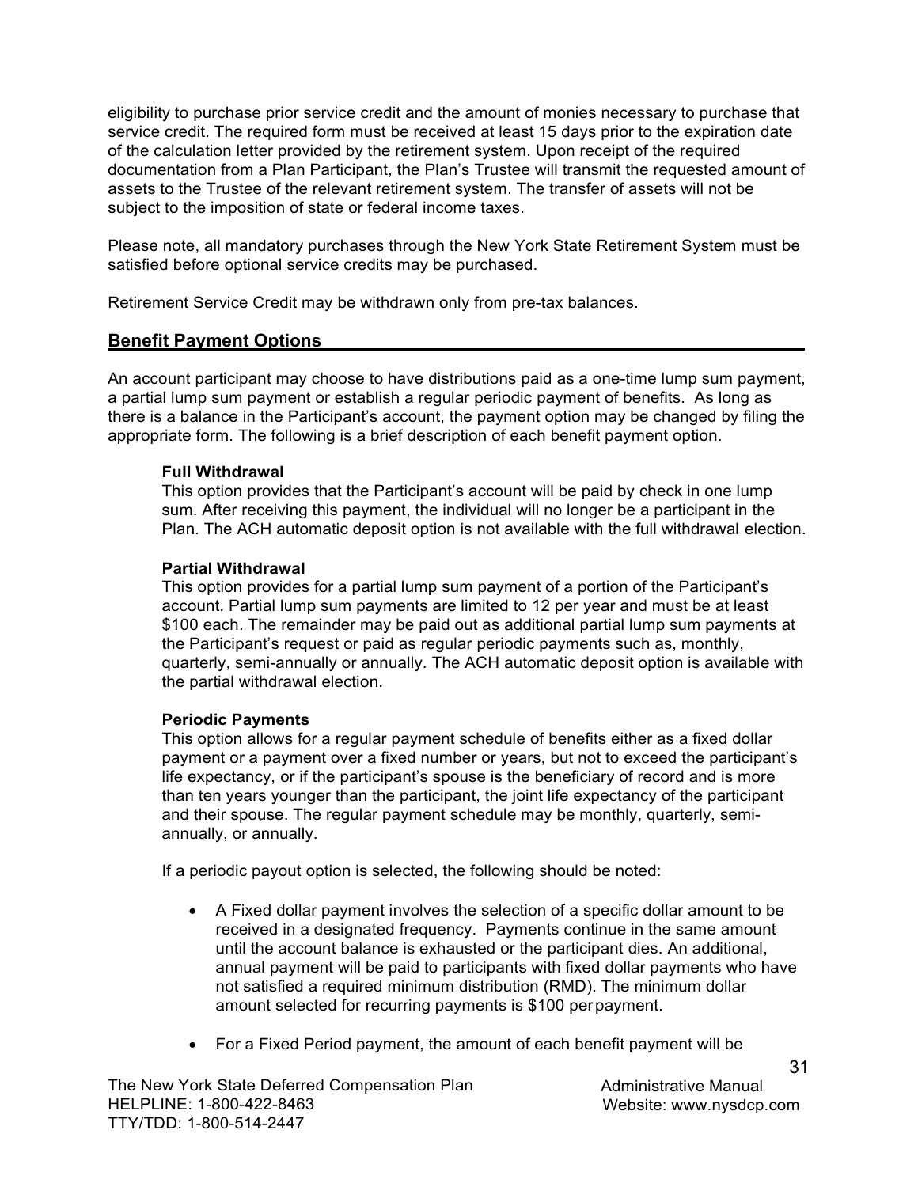eligibility to purchase prior service credit and the amount of monies necessary to purchase that service credit. The required form must be received at least 15 days prior to the expiration date of the calculation letter provided by the retirement system. Upon receipt of the required documentation from a Plan Participant, the Plan's Trustee will transmit the requested amount of assets to the Trustee of the relevant retirement system. The transfer of assets will not be subject to the imposition of state or federal income taxes.

Please note, all mandatory purchases through the New York State Retirement System must be satisfied before optional service credits may be purchased.

Retirement Service Credit may be withdrawn only from pre-tax balances.

## Benefit Payment Options

An account participant may choose to have distributions paid as a one-time lump sum payment, a partial lump sum payment or establish a regular periodic payment of benefits. As long as there is a balance in the Participant's account, the payment option may be changed by filing the appropriate form. The following is a brief description of each benefit payment option.

**Full Withdrawal**
This option provides that the Participant's account will be paid by check in one lump sum. After receiving this payment, the individual will no longer be a participant in the Plan. The ACH automatic deposit option is not available with the full withdrawal election.

**Partial Withdrawal**
This option provides for a partial lump sum payment of a portion of the Participant's account. Partial lump sum payments are limited to 12 per year and must be at least $100 each. The remainder may be paid out as additional partial lump sum payments at the Participant's request or paid as regular periodic payments such as, monthly, quarterly, semi-annually or annually. The ACH automatic deposit option is available with the partial withdrawal election.

**Periodic Payments**
This option allows for a regular payment schedule of benefits either as a fixed dollar payment or a payment over a fixed number or years, but not to exceed the participant's life expectancy, or if the participant's spouse is the beneficiary of record and is more than ten years younger than the participant, the joint life expectancy of the participant and their spouse. The regular payment schedule may be monthly, quarterly, semi-annually, or annually.

If a periodic payout option is selected, the following should be noted:

- A Fixed dollar payment involves the selection of a specific dollar amount to be received in a designated frequency. Payments continue in the same amount until the account balance is exhausted or the participant dies. An additional, annual payment will be paid to participants with fixed dollar payments who have not satisfied a required minimum distribution (RMD). The minimum dollar amount selected for recurring payments is $100 per payment.
- For a Fixed Period payment, the amount of each benefit payment will be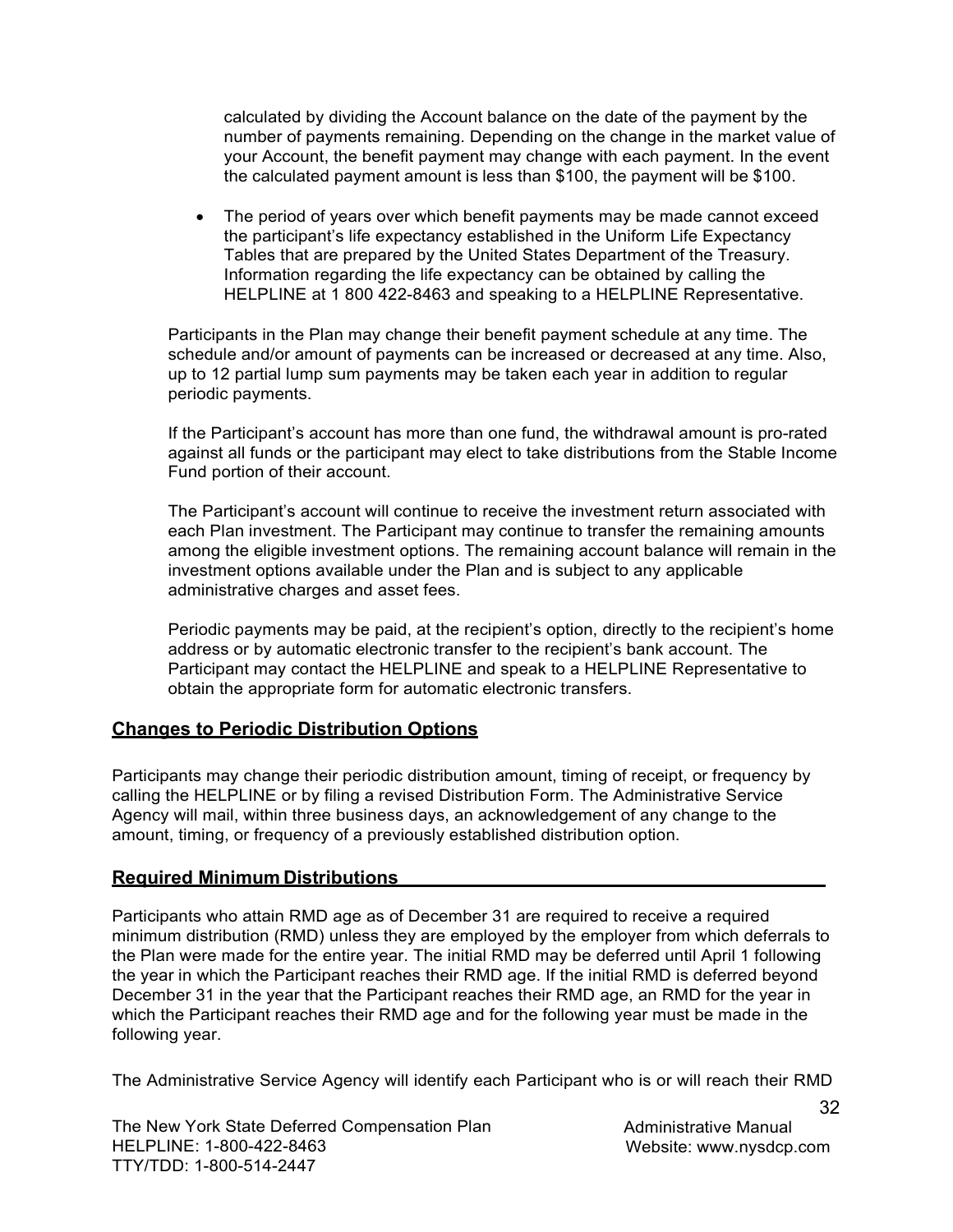calculated by dividing the Account balance on the date of the payment by the number of payments remaining. Depending on the change in the market value of your Account, the benefit payment may change with each payment. In the event the calculated payment amount is less than $100, the payment will be $100.

- The period of years over which benefit payments may be made cannot exceed the participant's life expectancy established in the Uniform Life Expectancy Tables that are prepared by the United States Department of the Treasury. Information regarding the life expectancy can be obtained by calling the HELPLINE at 1 800 422-8463 and speaking to a HELPLINE Representative.

Participants in the Plan may change their benefit payment schedule at any time. The schedule and/or amount of payments can be increased or decreased at any time. Also, up to 12 partial lump sum payments may be taken each year in addition to regular periodic payments.

If the Participant's account has more than one fund, the withdrawal amount is pro-rated against all funds or the participant may elect to take distributions from the Stable Income Fund portion of their account.

The Participant's account will continue to receive the investment return associated with each Plan investment. The Participant may continue to transfer the remaining amounts among the eligible investment options. The remaining account balance will remain in the investment options available under the Plan and is subject to any applicable administrative charges and asset fees.

Periodic payments may be paid, at the recipient's option, directly to the recipient's home address or by automatic electronic transfer to the recipient's bank account. The Participant may contact the HELPLINE and speak to a HELPLINE Representative to obtain the appropriate form for automatic electronic transfers.

## Changes to Periodic Distribution Options

Participants may change their periodic distribution amount, timing of receipt, or frequency by calling the HELPLINE or by filing a revised Distribution Form. The Administrative Service Agency will mail, within three business days, an acknowledgement of any change to the amount, timing, or frequency of a previously established distribution option.

## Required Minimum Distributions

Participants who attain RMD age as of December 31 are required to receive a required minimum distribution (RMD) unless they are employed by the employer from which deferrals to the Plan were made for the entire year. The initial RMD may be deferred until April 1 following the year in which the Participant reaches their RMD age. If the initial RMD is deferred beyond December 31 in the year that the Participant reaches their RMD age, an RMD for the year in which the Participant reaches their RMD age and for the following year must be made in the following year.

The Administrative Service Agency will identify each Participant who is or will reach their RMD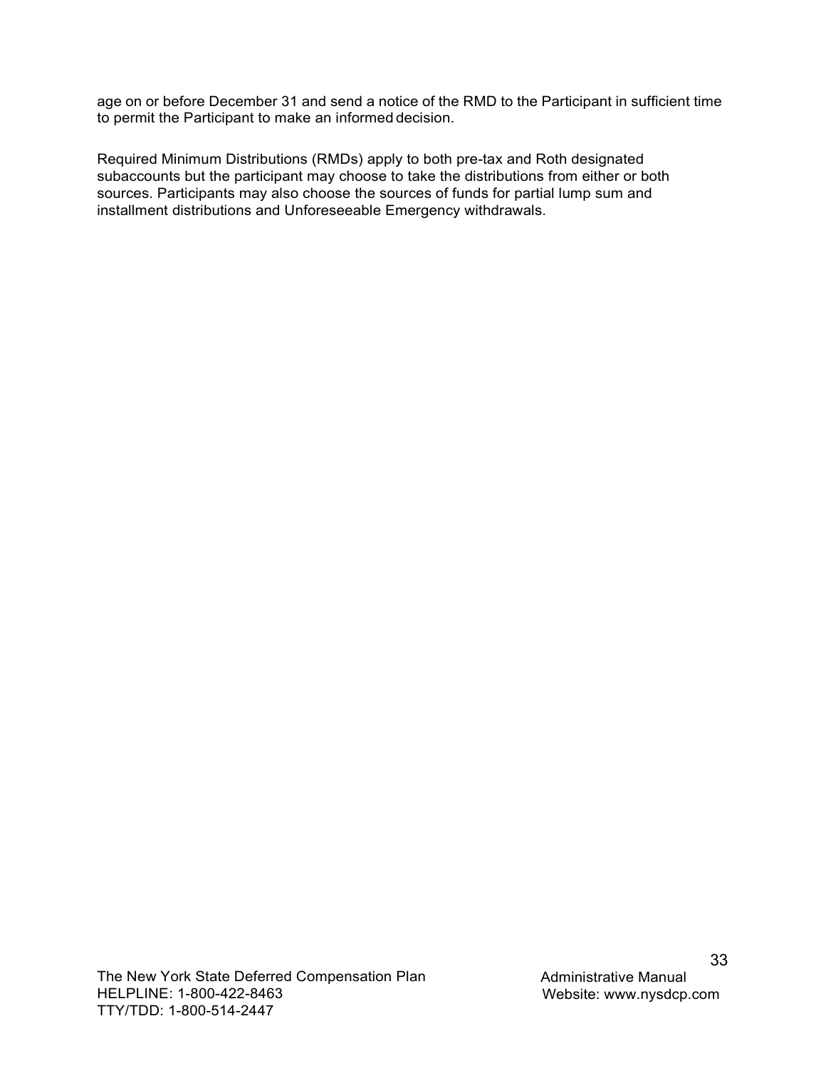age on or before December 31 and send a notice of the RMD to the Participant in sufficient time to permit the Participant to make an informed decision.

Required Minimum Distributions (RMDs) apply to both pre-tax and Roth designated subaccounts but the participant may choose to take the distributions from either or both sources. Participants may also choose the sources of funds for partial lump sum and installment distributions and Unforeseeable Emergency withdrawals.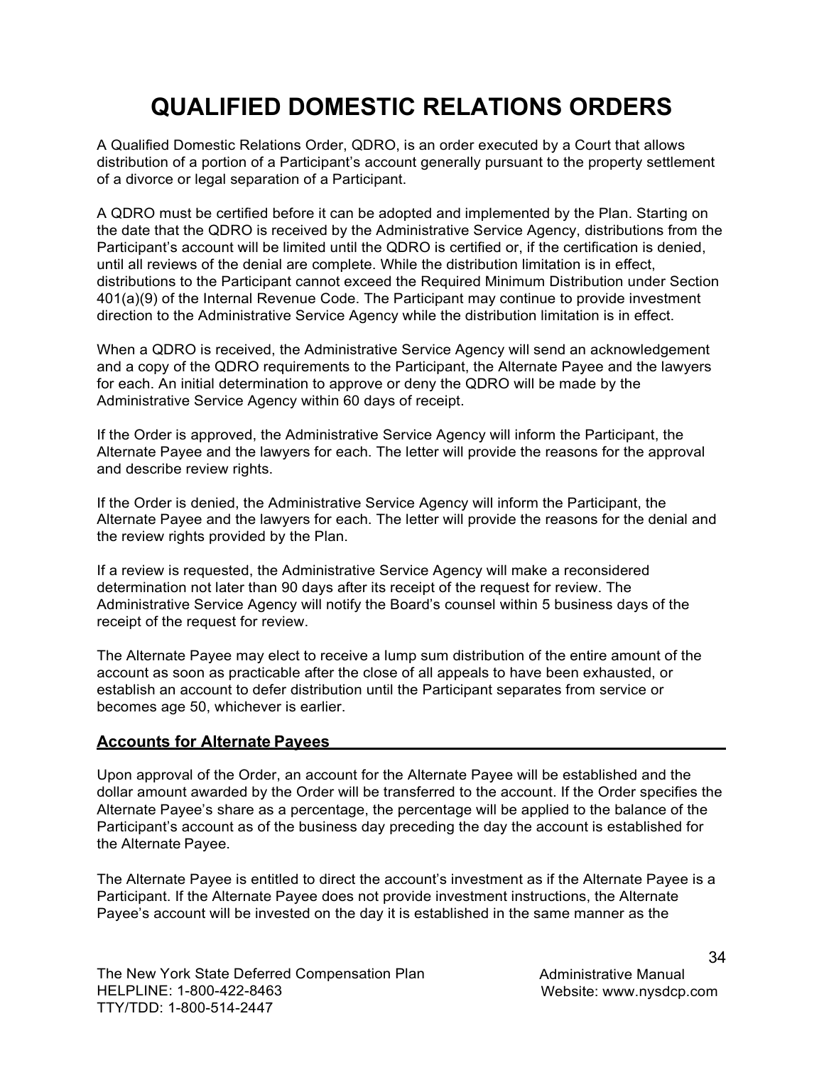# QUALIFIED DOMESTIC RELATIONS ORDERS

A Qualified Domestic Relations Order, QDRO, is an order executed by a Court that allows distribution of a portion of a Participant's account generally pursuant to the property settlement of a divorce or legal separation of a Participant.

A QDRO must be certified before it can be adopted and implemented by the Plan. Starting on the date that the QDRO is received by the Administrative Service Agency, distributions from the Participant's account will be limited until the QDRO is certified or, if the certification is denied, until all reviews of the denial are complete. While the distribution limitation is in effect, distributions to the Participant cannot exceed the Required Minimum Distribution under Section 401(a)(9) of the Internal Revenue Code. The Participant may continue to provide investment direction to the Administrative Service Agency while the distribution limitation is in effect.

When a QDRO is received, the Administrative Service Agency will send an acknowledgement and a copy of the QDRO requirements to the Participant, the Alternate Payee and the lawyers for each. An initial determination to approve or deny the QDRO will be made by the Administrative Service Agency within 60 days of receipt.

If the Order is approved, the Administrative Service Agency will inform the Participant, the Alternate Payee and the lawyers for each. The letter will provide the reasons for the approval and describe review rights.

If the Order is denied, the Administrative Service Agency will inform the Participant, the Alternate Payee and the lawyers for each. The letter will provide the reasons for the denial and the review rights provided by the Plan.

If a review is requested, the Administrative Service Agency will make a reconsidered determination not later than 90 days after its receipt of the request for review. The Administrative Service Agency will notify the Board's counsel within 5 business days of the receipt of the request for review.

The Alternate Payee may elect to receive a lump sum distribution of the entire amount of the account as soon as practicable after the close of all appeals to have been exhausted, or establish an account to defer distribution until the Participant separates from service or becomes age 50, whichever is earlier.

## Accounts for Alternate Payees

Upon approval of the Order, an account for the Alternate Payee will be established and the dollar amount awarded by the Order will be transferred to the account. If the Order specifies the Alternate Payee's share as a percentage, the percentage will be applied to the balance of the Participant's account as of the business day preceding the day the account is established for the Alternate Payee.

The Alternate Payee is entitled to direct the account's investment as if the Alternate Payee is a Participant. If the Alternate Payee does not provide investment instructions, the Alternate Payee's account will be invested on the day it is established in the same manner as the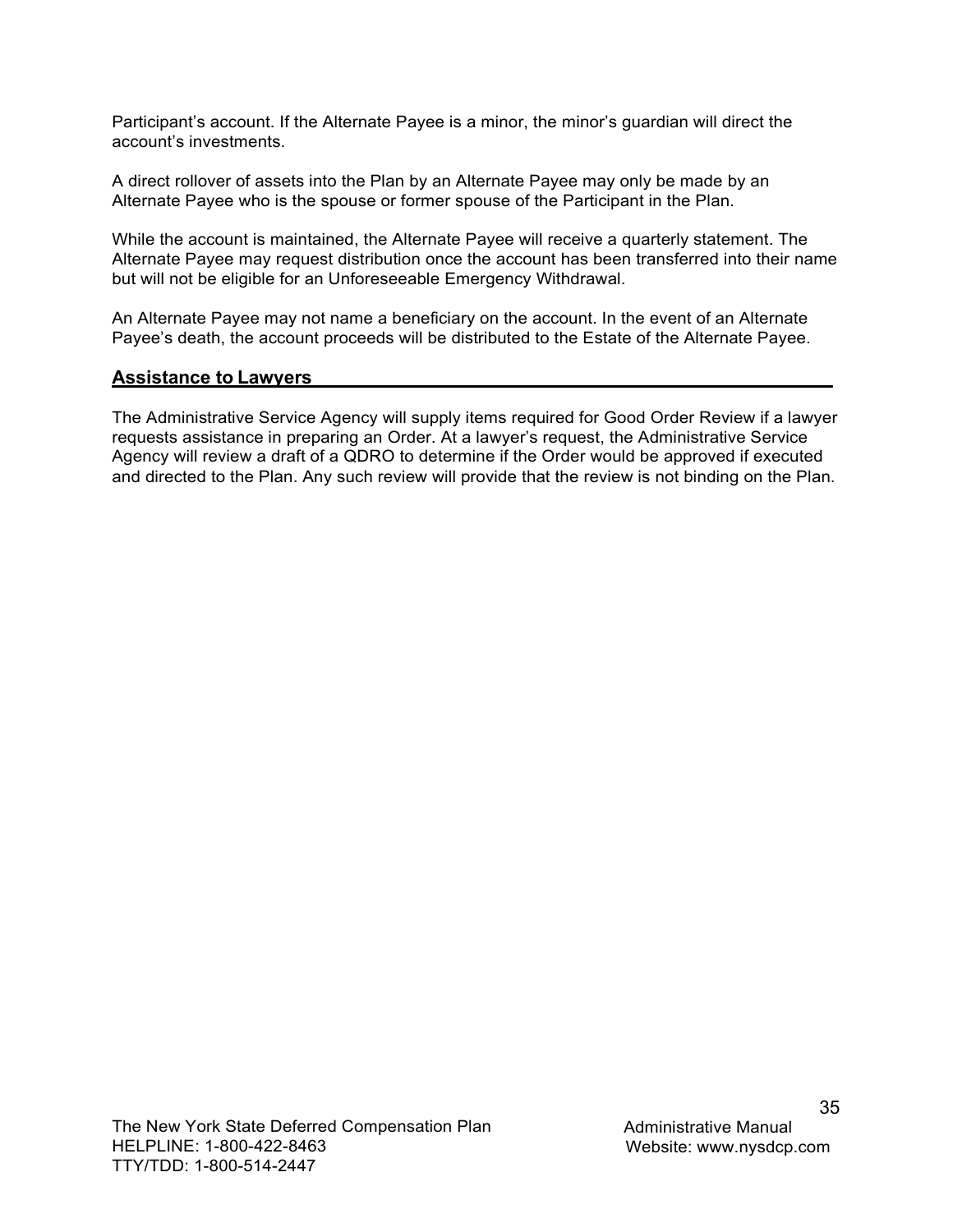Participant's account. If the Alternate Payee is a minor, the minor's guardian will direct the account's investments.

A direct rollover of assets into the Plan by an Alternate Payee may only be made by an Alternate Payee who is the spouse or former spouse of the Participant in the Plan.

While the account is maintained, the Alternate Payee will receive a quarterly statement. The Alternate Payee may request distribution once the account has been transferred into their name but will not be eligible for an Unforeseeable Emergency Withdrawal.

An Alternate Payee may not name a beneficiary on the account. In the event of an Alternate Payee's death, the account proceeds will be distributed to the Estate of the Alternate Payee.

## Assistance to Lawyers

The Administrative Service Agency will supply items required for Good Order Review if a lawyer requests assistance in preparing an Order. At a lawyer's request, the Administrative Service Agency will review a draft of a QDRO to determine if the Order would be approved if executed and directed to the Plan. Any such review will provide that the review is not binding on the Plan.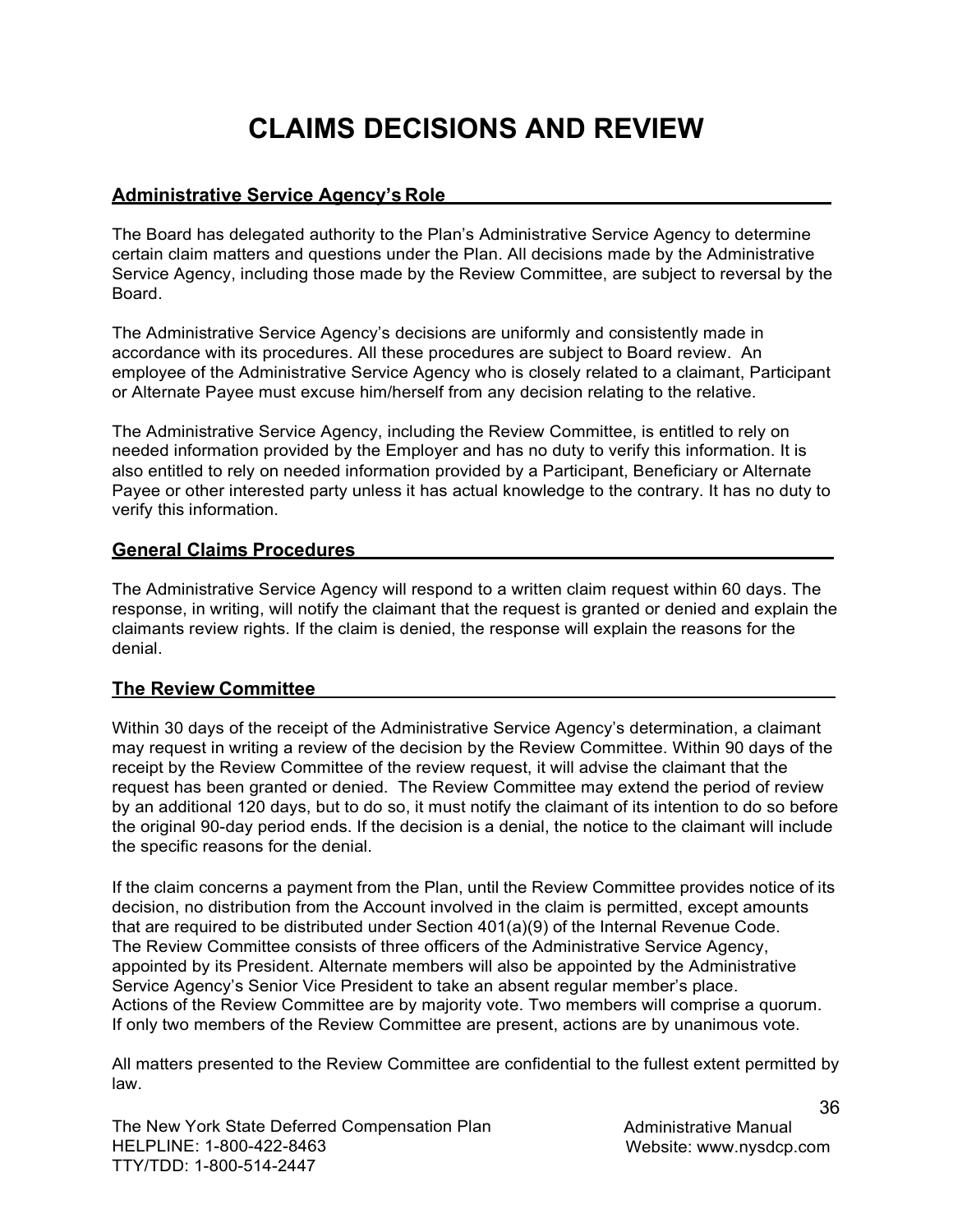# CLAIMS DECISIONS AND REVIEW

## Administrative Service Agency's Role

The Board has delegated authority to the Plan's Administrative Service Agency to determine certain claim matters and questions under the Plan. All decisions made by the Administrative Service Agency, including those made by the Review Committee, are subject to reversal by the Board.

The Administrative Service Agency's decisions are uniformly and consistently made in accordance with its procedures. All these procedures are subject to Board review. An employee of the Administrative Service Agency who is closely related to a claimant, Participant or Alternate Payee must excuse him/herself from any decision relating to the relative.

The Administrative Service Agency, including the Review Committee, is entitled to rely on needed information provided by the Employer and has no duty to verify this information. It is also entitled to rely on needed information provided by a Participant, Beneficiary or Alternate Payee or other interested party unless it has actual knowledge to the contrary. It has no duty to verify this information.

## General Claims Procedures

The Administrative Service Agency will respond to a written claim request within 60 days. The response, in writing, will notify the claimant that the request is granted or denied and explain the claimants review rights. If the claim is denied, the response will explain the reasons for the denial.

## The Review Committee

Within 30 days of the receipt of the Administrative Service Agency's determination, a claimant may request in writing a review of the decision by the Review Committee. Within 90 days of the receipt by the Review Committee of the review request, it will advise the claimant that the request has been granted or denied. The Review Committee may extend the period of review by an additional 120 days, but to do so, it must notify the claimant of its intention to do so before the original 90-day period ends. If the decision is a denial, the notice to the claimant will include the specific reasons for the denial.

If the claim concerns a payment from the Plan, until the Review Committee provides notice of its decision, no distribution from the Account involved in the claim is permitted, except amounts that are required to be distributed under Section 401(a)(9) of the Internal Revenue Code. The Review Committee consists of three officers of the Administrative Service Agency, appointed by its President. Alternate members will also be appointed by the Administrative Service Agency's Senior Vice President to take an absent regular member's place. Actions of the Review Committee are by majority vote. Two members will comprise a quorum. If only two members of the Review Committee are present, actions are by unanimous vote.

All matters presented to the Review Committee are confidential to the fullest extent permitted by law.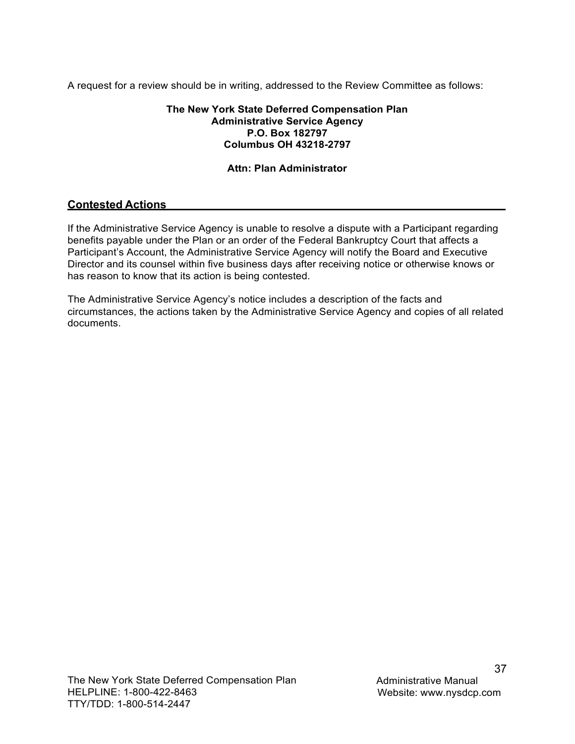A request for a review should be in writing, addressed to the Review Committee as follows:

**The New York State Deferred Compensation Plan**
**Administrative Service Agency**
**P.O. Box 182797**
**Columbus OH 43218-2797**

**Attn: Plan Administrator**

## Contested Actions

If the Administrative Service Agency is unable to resolve a dispute with a Participant regarding benefits payable under the Plan or an order of the Federal Bankruptcy Court that affects a Participant's Account, the Administrative Service Agency will notify the Board and Executive Director and its counsel within five business days after receiving notice or otherwise knows or has reason to know that its action is being contested.

The Administrative Service Agency's notice includes a description of the facts and circumstances, the actions taken by the Administrative Service Agency and copies of all related documents.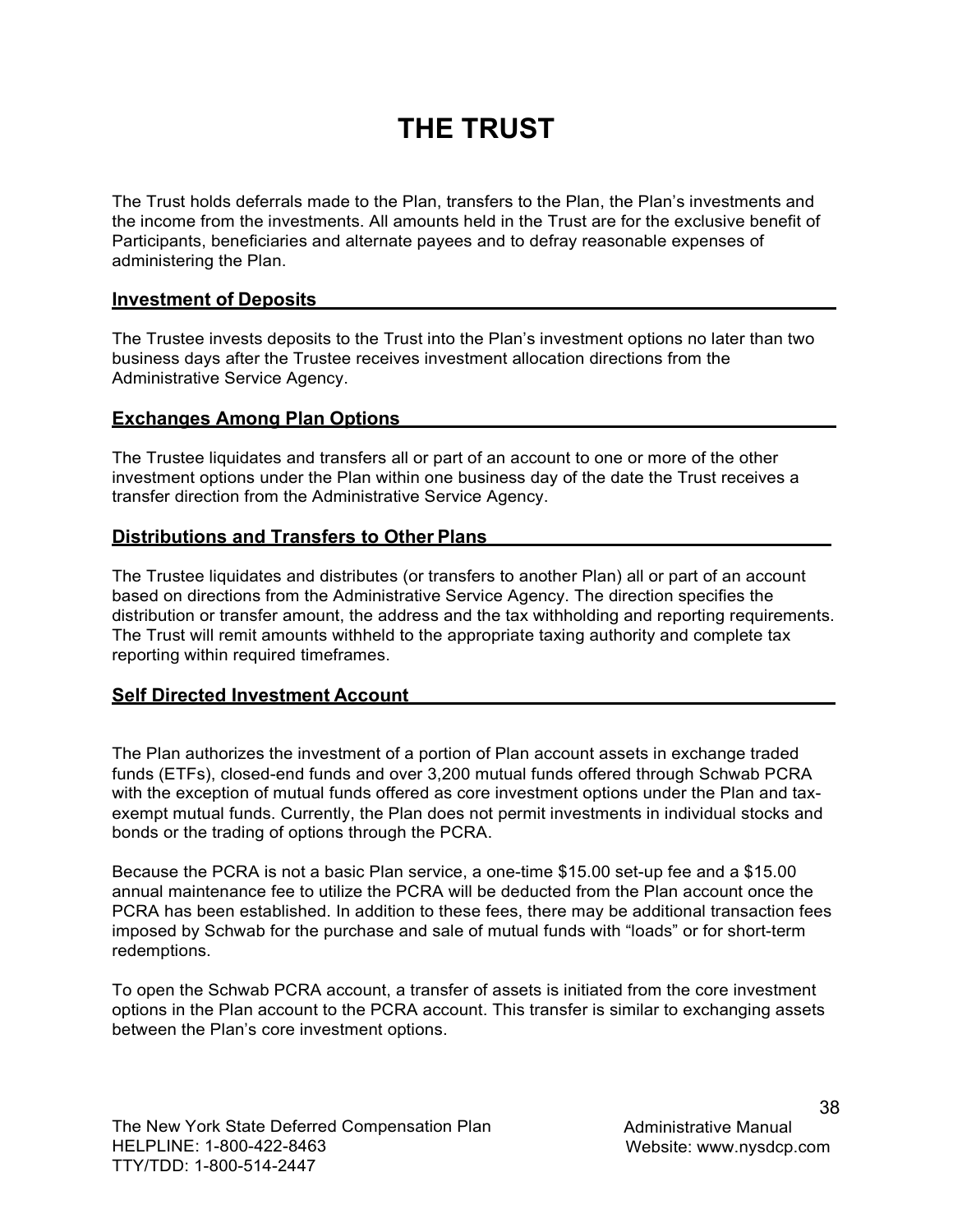# THE TRUST

The Trust holds deferrals made to the Plan, transfers to the Plan, the Plan's investments and the income from the investments. All amounts held in the Trust are for the exclusive benefit of Participants, beneficiaries and alternate payees and to defray reasonable expenses of administering the Plan.

## Investment of Deposits

The Trustee invests deposits to the Trust into the Plan's investment options no later than two business days after the Trustee receives investment allocation directions from the Administrative Service Agency.

## Exchanges Among Plan Options

The Trustee liquidates and transfers all or part of an account to one or more of the other investment options under the Plan within one business day of the date the Trust receives a transfer direction from the Administrative Service Agency.

## Distributions and Transfers to Other Plans

The Trustee liquidates and distributes (or transfers to another Plan) all or part of an account based on directions from the Administrative Service Agency. The direction specifies the distribution or transfer amount, the address and the tax withholding and reporting requirements. The Trust will remit amounts withheld to the appropriate taxing authority and complete tax reporting within required timeframes.

## Self Directed Investment Account

The Plan authorizes the investment of a portion of Plan account assets in exchange traded funds (ETFs), closed-end funds and over 3,200 mutual funds offered through Schwab PCRA with the exception of mutual funds offered as core investment options under the Plan and tax-exempt mutual funds. Currently, the Plan does not permit investments in individual stocks and bonds or the trading of options through the PCRA.

Because the PCRA is not a basic Plan service, a one-time $15.00 set-up fee and a $15.00 annual maintenance fee to utilize the PCRA will be deducted from the Plan account once the PCRA has been established. In addition to these fees, there may be additional transaction fees imposed by Schwab for the purchase and sale of mutual funds with "loads" or for short-term redemptions.

To open the Schwab PCRA account, a transfer of assets is initiated from the core investment options in the Plan account to the PCRA account. This transfer is similar to exchanging assets between the Plan's core investment options.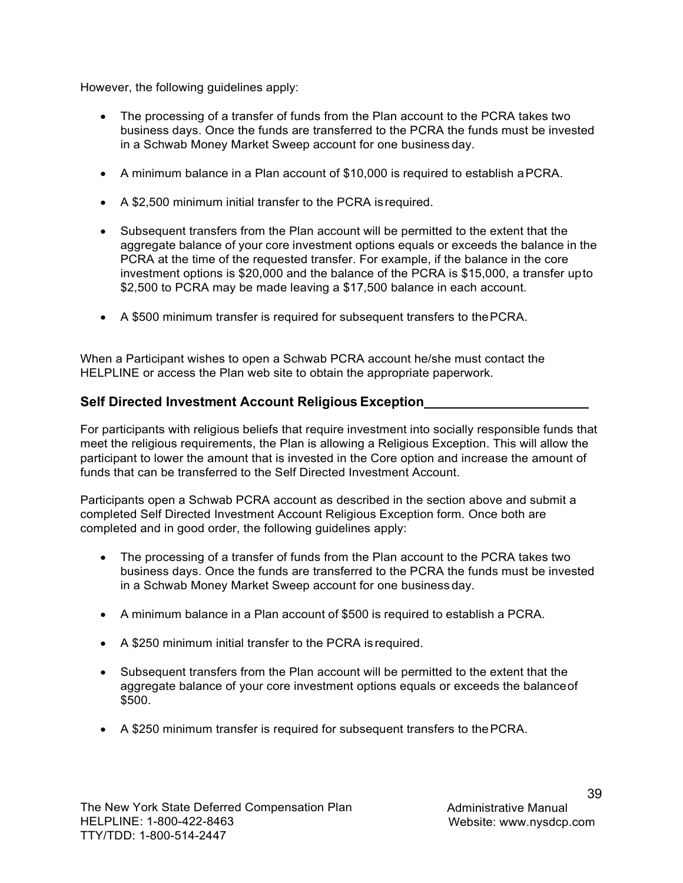However, the following guidelines apply:

- The processing of a transfer of funds from the Plan account to the PCRA takes two business days. Once the funds are transferred to the PCRA the funds must be invested in a Schwab Money Market Sweep account for one business day.
- A minimum balance in a Plan account of $10,000 is required to establish a PCRA.
- A $2,500 minimum initial transfer to the PCRA is required.
- Subsequent transfers from the Plan account will be permitted to the extent that the aggregate balance of your core investment options equals or exceeds the balance in the PCRA at the time of the requested transfer. For example, if the balance in the core investment options is $20,000 and the balance of the PCRA is $15,000, a transfer up to $2,500 to PCRA may be made leaving a $17,500 balance in each account.
- A $500 minimum transfer is required for subsequent transfers to the PCRA.

When a Participant wishes to open a Schwab PCRA account he/she must contact the HELPLINE or access the Plan web site to obtain the appropriate paperwork.

### Self Directed Investment Account Religious Exception

For participants with religious beliefs that require investment into socially responsible funds that meet the religious requirements, the Plan is allowing a Religious Exception. This will allow the participant to lower the amount that is invested in the Core option and increase the amount of funds that can be transferred to the Self Directed Investment Account.

Participants open a Schwab PCRA account as described in the section above and submit a completed Self Directed Investment Account Religious Exception form. Once both are completed and in good order, the following guidelines apply:

- The processing of a transfer of funds from the Plan account to the PCRA takes two business days. Once the funds are transferred to the PCRA the funds must be invested in a Schwab Money Market Sweep account for one business day.
- A minimum balance in a Plan account of $500 is required to establish a PCRA.
- A $250 minimum initial transfer to the PCRA is required.
- Subsequent transfers from the Plan account will be permitted to the extent that the aggregate balance of your core investment options equals or exceeds the balance of $500.
- A $250 minimum transfer is required for subsequent transfers to the PCRA.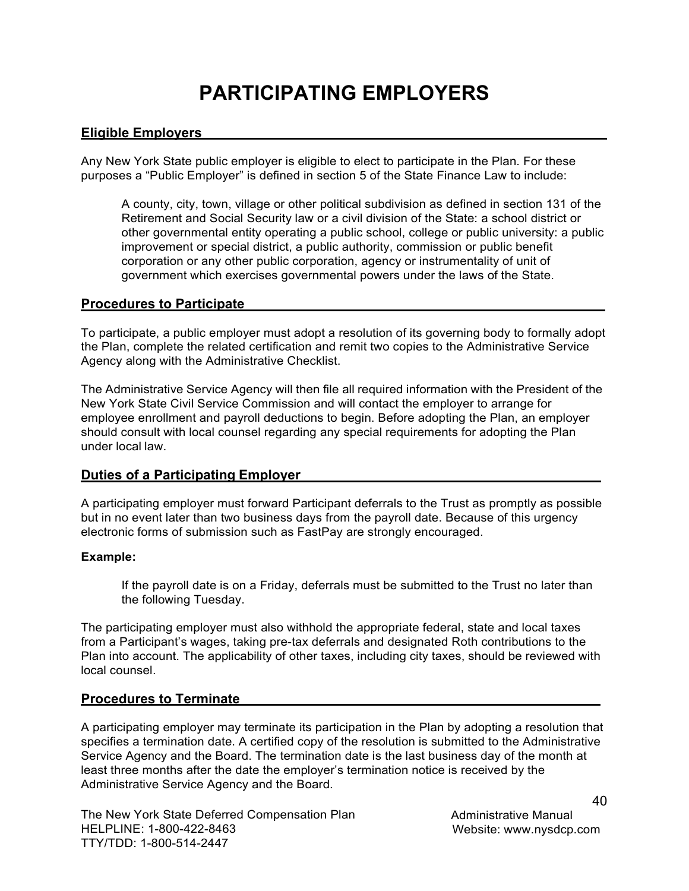# PARTICIPATING EMPLOYERS

## Eligible Employers

Any New York State public employer is eligible to elect to participate in the Plan. For these purposes a "Public Employer" is defined in section 5 of the State Finance Law to include:

> A county, city, town, village or other political subdivision as defined in section 131 of the Retirement and Social Security law or a civil division of the State: a school district or other governmental entity operating a public school, college or public university: a public improvement or special district, a public authority, commission or public benefit corporation or any other public corporation, agency or instrumentality of unit of government which exercises governmental powers under the laws of the State.

## Procedures to Participate

To participate, a public employer must adopt a resolution of its governing body to formally adopt the Plan, complete the related certification and remit two copies to the Administrative Service Agency along with the Administrative Checklist.

The Administrative Service Agency will then file all required information with the President of the New York State Civil Service Commission and will contact the employer to arrange for employee enrollment and payroll deductions to begin. Before adopting the Plan, an employer should consult with local counsel regarding any special requirements for adopting the Plan under local law.

## Duties of a Participating Employer

A participating employer must forward Participant deferrals to the Trust as promptly as possible but in no event later than two business days from the payroll date. Because of this urgency electronic forms of submission such as FastPay are strongly encouraged.

**Example:**

> If the payroll date is on a Friday, deferrals must be submitted to the Trust no later than the following Tuesday.

The participating employer must also withhold the appropriate federal, state and local taxes from a Participant's wages, taking pre-tax deferrals and designated Roth contributions to the Plan into account. The applicability of other taxes, including city taxes, should be reviewed with local counsel.

## Procedures to Terminate

A participating employer may terminate its participation in the Plan by adopting a resolution that specifies a termination date. A certified copy of the resolution is submitted to the Administrative Service Agency and the Board. The termination date is the last business day of the month at least three months after the date the employer's termination notice is received by the Administrative Service Agency and the Board.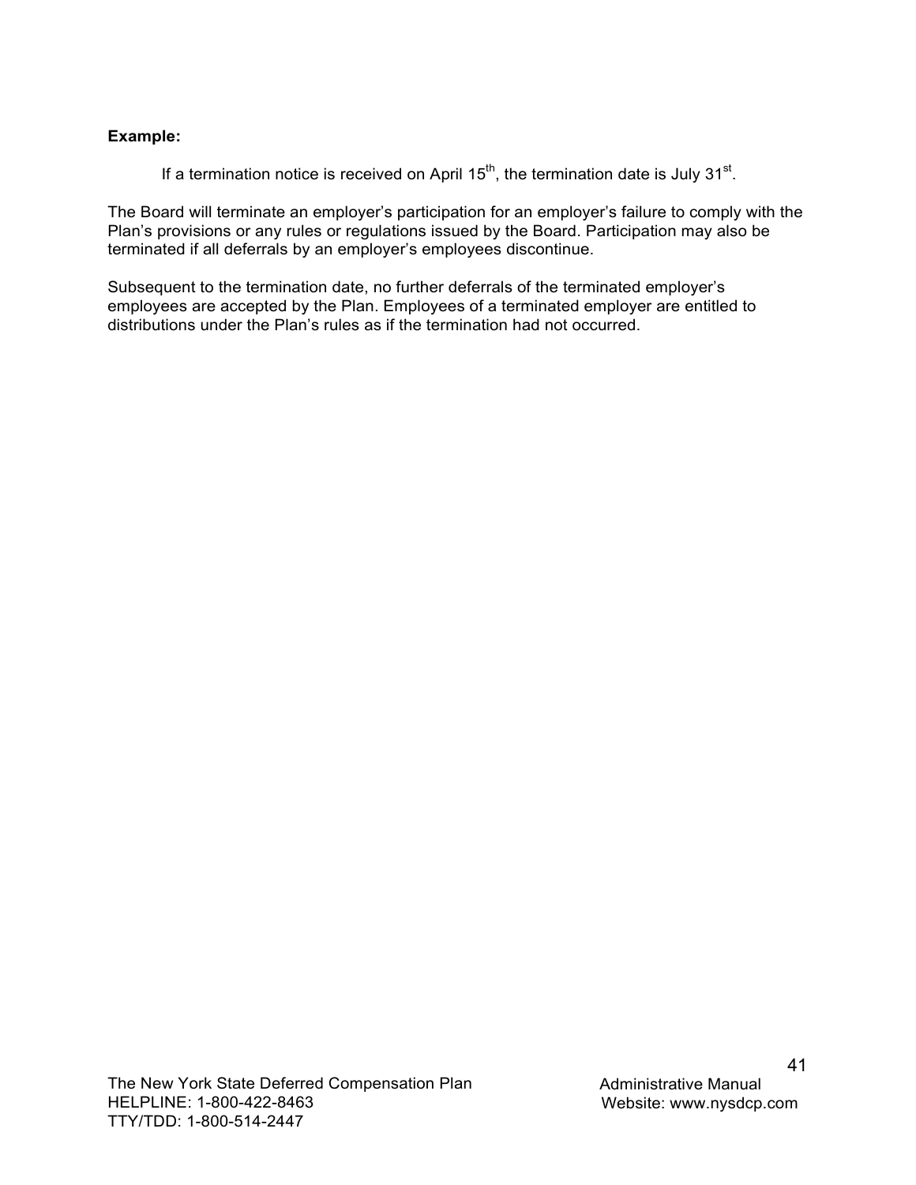**Example:**

If a termination notice is received on April 15th, the termination date is July 31st.

The Board will terminate an employer's participation for an employer's failure to comply with the Plan's provisions or any rules or regulations issued by the Board. Participation may also be terminated if all deferrals by an employer's employees discontinue.

Subsequent to the termination date, no further deferrals of the terminated employer's employees are accepted by the Plan. Employees of a terminated employer are entitled to distributions under the Plan's rules as if the termination had not occurred.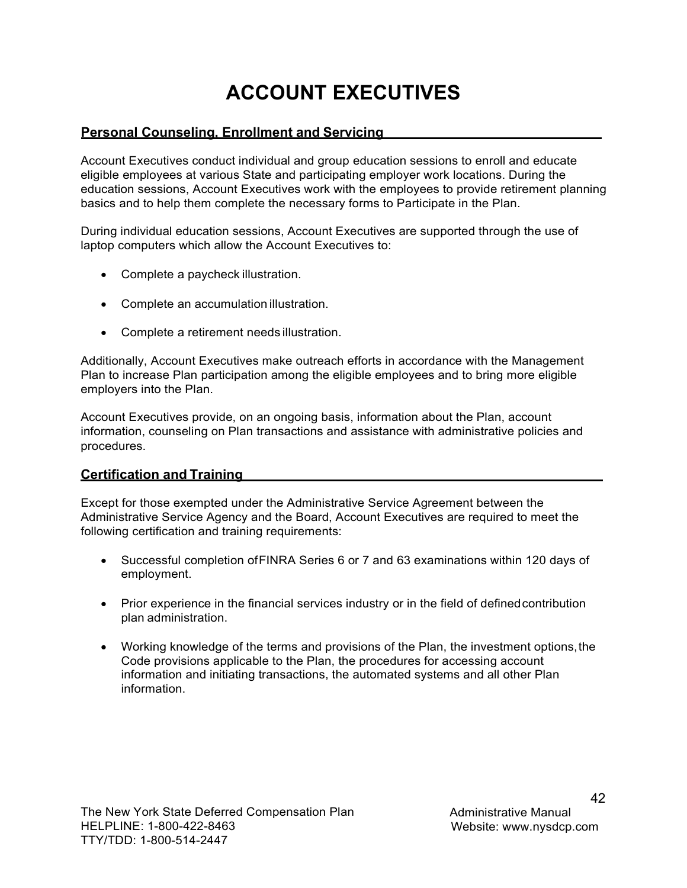# ACCOUNT EXECUTIVES

## Personal Counseling, Enrollment and Servicing

Account Executives conduct individual and group education sessions to enroll and educate eligible employees at various State and participating employer work locations. During the education sessions, Account Executives work with the employees to provide retirement planning basics and to help them complete the necessary forms to Participate in the Plan.

During individual education sessions, Account Executives are supported through the use of laptop computers which allow the Account Executives to:

- Complete a paycheck illustration.
- Complete an accumulation illustration.
- Complete a retirement needs illustration.

Additionally, Account Executives make outreach efforts in accordance with the Management Plan to increase Plan participation among the eligible employees and to bring more eligible employers into the Plan.

Account Executives provide, on an ongoing basis, information about the Plan, account information, counseling on Plan transactions and assistance with administrative policies and procedures.

## Certification and Training

Except for those exempted under the Administrative Service Agreement between the Administrative Service Agency and the Board, Account Executives are required to meet the following certification and training requirements:

- Successful completion of FINRA Series 6 or 7 and 63 examinations within 120 days of employment.
- Prior experience in the financial services industry or in the field of defined contribution plan administration.
- Working knowledge of the terms and provisions of the Plan, the investment options, the Code provisions applicable to the Plan, the procedures for accessing account information and initiating transactions, the automated systems and all other Plan information.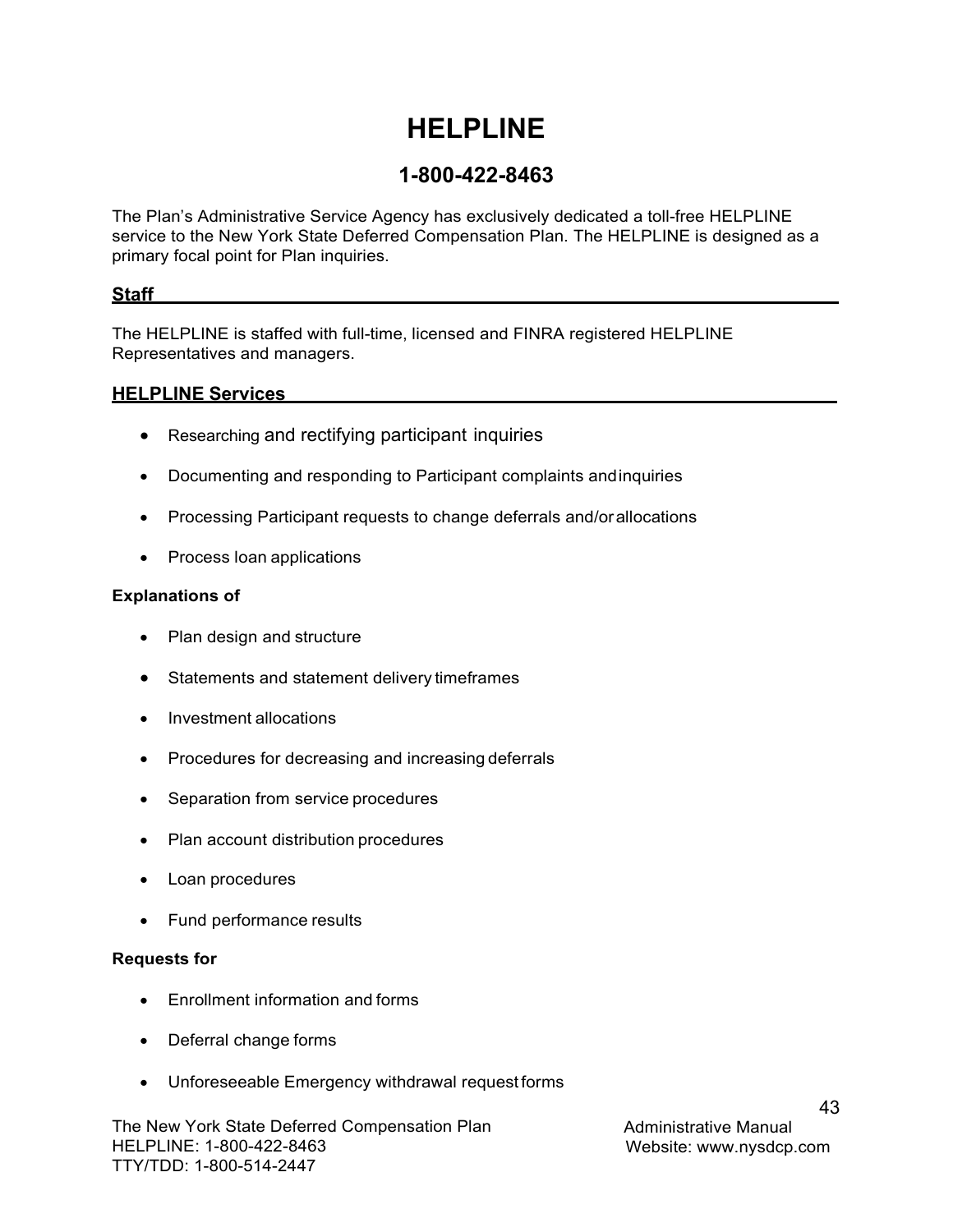# HELPLINE

## 1-800-422-8463

The Plan's Administrative Service Agency has exclusively dedicated a toll-free HELPLINE service to the New York State Deferred Compensation Plan. The HELPLINE is designed as a primary focal point for Plan inquiries.

### Staff

The HELPLINE is staffed with full-time, licensed and FINRA registered HELPLINE Representatives and managers.

### HELPLINE Services

- Researching and rectifying participant inquiries
- Documenting and responding to Participant complaints and inquiries
- Processing Participant requests to change deferrals and/or allocations
- Process loan applications

**Explanations of**

- Plan design and structure
- Statements and statement delivery timeframes
- Investment allocations
- Procedures for decreasing and increasing deferrals
- Separation from service procedures
- Plan account distribution procedures
- Loan procedures
- Fund performance results

**Requests for**

- Enrollment information and forms
- Deferral change forms
- Unforeseeable Emergency withdrawal request forms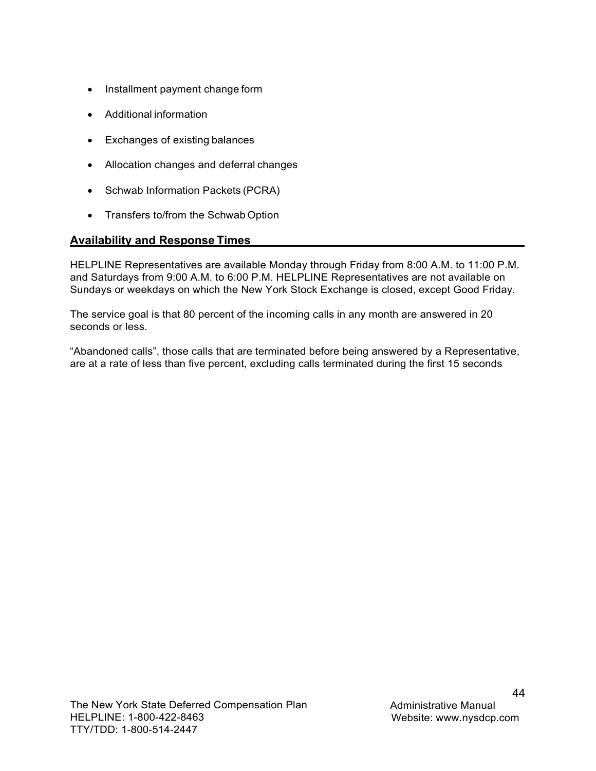- Installment payment change form
- Additional information
- Exchanges of existing balances
- Allocation changes and deferral changes
- Schwab Information Packets (PCRA)
- Transfers to/from the Schwab Option

## Availability and Response Times

HELPLINE Representatives are available Monday through Friday from 8:00 A.M. to 11:00 P.M. and Saturdays from 9:00 A.M. to 6:00 P.M. HELPLINE Representatives are not available on Sundays or weekdays on which the New York Stock Exchange is closed, except Good Friday.

The service goal is that 80 percent of the incoming calls in any month are answered in 20 seconds or less.

"Abandoned calls", those calls that are terminated before being answered by a Representative, are at a rate of less than five percent, excluding calls terminated during the first 15 seconds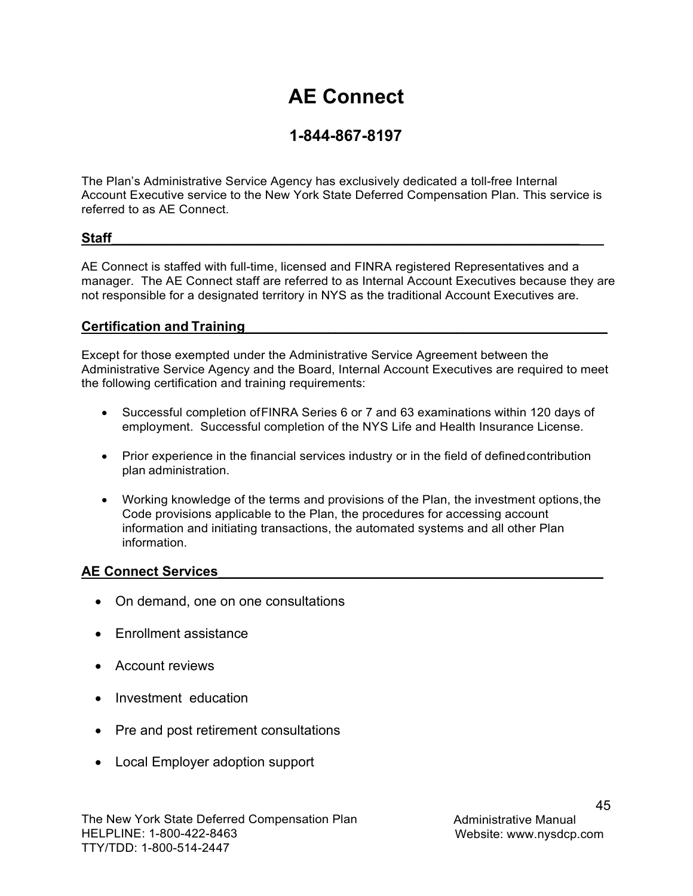# AE Connect

## 1-844-867-8197

The Plan's Administrative Service Agency has exclusively dedicated a toll-free Internal Account Executive service to the New York State Deferred Compensation Plan. This service is referred to as AE Connect.

### Staff

AE Connect is staffed with full-time, licensed and FINRA registered Representatives and a manager. The AE Connect staff are referred to as Internal Account Executives because they are not responsible for a designated territory in NYS as the traditional Account Executives are.

### Certification and Training

Except for those exempted under the Administrative Service Agreement between the Administrative Service Agency and the Board, Internal Account Executives are required to meet the following certification and training requirements:

- Successful completion of FINRA Series 6 or 7 and 63 examinations within 120 days of employment. Successful completion of the NYS Life and Health Insurance License.
- Prior experience in the financial services industry or in the field of defined contribution plan administration.
- Working knowledge of the terms and provisions of the Plan, the investment options, the Code provisions applicable to the Plan, the procedures for accessing account information and initiating transactions, the automated systems and all other Plan information.

### AE Connect Services

- On demand, one on one consultations
- Enrollment assistance
- Account reviews
- Investment education
- Pre and post retirement consultations
- Local Employer adoption support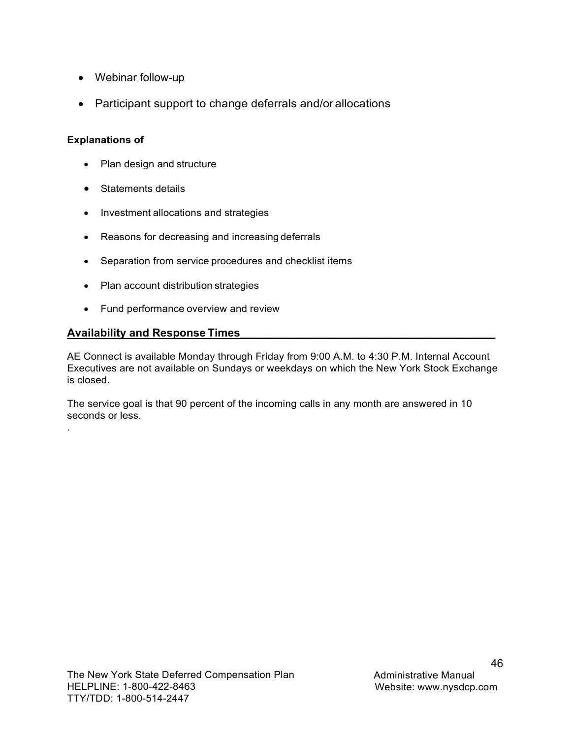- Webinar follow-up
- Participant support to change deferrals and/or allocations

**Explanations of**

- Plan design and structure
- Statements details
- Investment allocations and strategies
- Reasons for decreasing and increasing deferrals
- Separation from service procedures and checklist items
- Plan account distribution strategies
- Fund performance overview and review

## Availability and Response Times

AE Connect is available Monday through Friday from 9:00 A.M. to 4:30 P.M. Internal Account Executives are not available on Sundays or weekdays on which the New York Stock Exchange is closed.

The service goal is that 90 percent of the incoming calls in any month are answered in 10 seconds or less.

.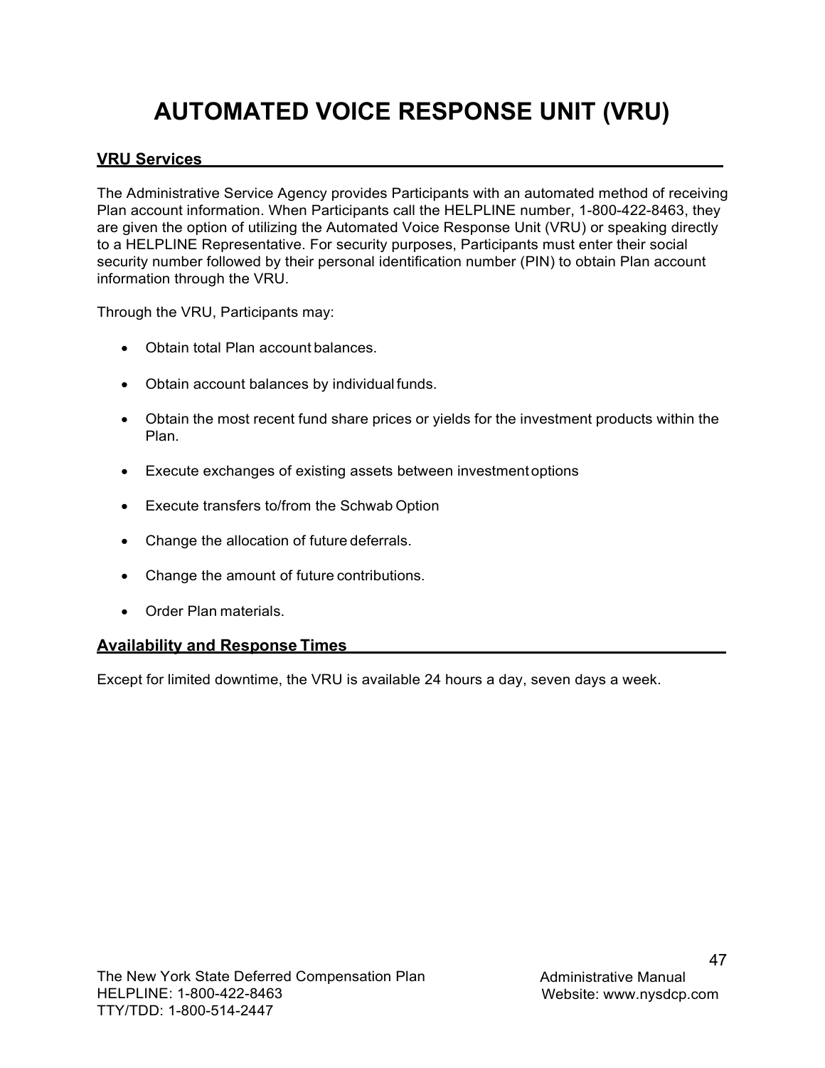# AUTOMATED VOICE RESPONSE UNIT (VRU)

## VRU Services

The Administrative Service Agency provides Participants with an automated method of receiving Plan account information. When Participants call the HELPLINE number, 1-800-422-8463, they are given the option of utilizing the Automated Voice Response Unit (VRU) or speaking directly to a HELPLINE Representative. For security purposes, Participants must enter their social security number followed by their personal identification number (PIN) to obtain Plan account information through the VRU.

Through the VRU, Participants may:

- Obtain total Plan account balances.
- Obtain account balances by individual funds.
- Obtain the most recent fund share prices or yields for the investment products within the Plan.
- Execute exchanges of existing assets between investment options
- Execute transfers to/from the Schwab Option
- Change the allocation of future deferrals.
- Change the amount of future contributions.
- Order Plan materials.

## Availability and Response Times

Except for limited downtime, the VRU is available 24 hours a day, seven days a week.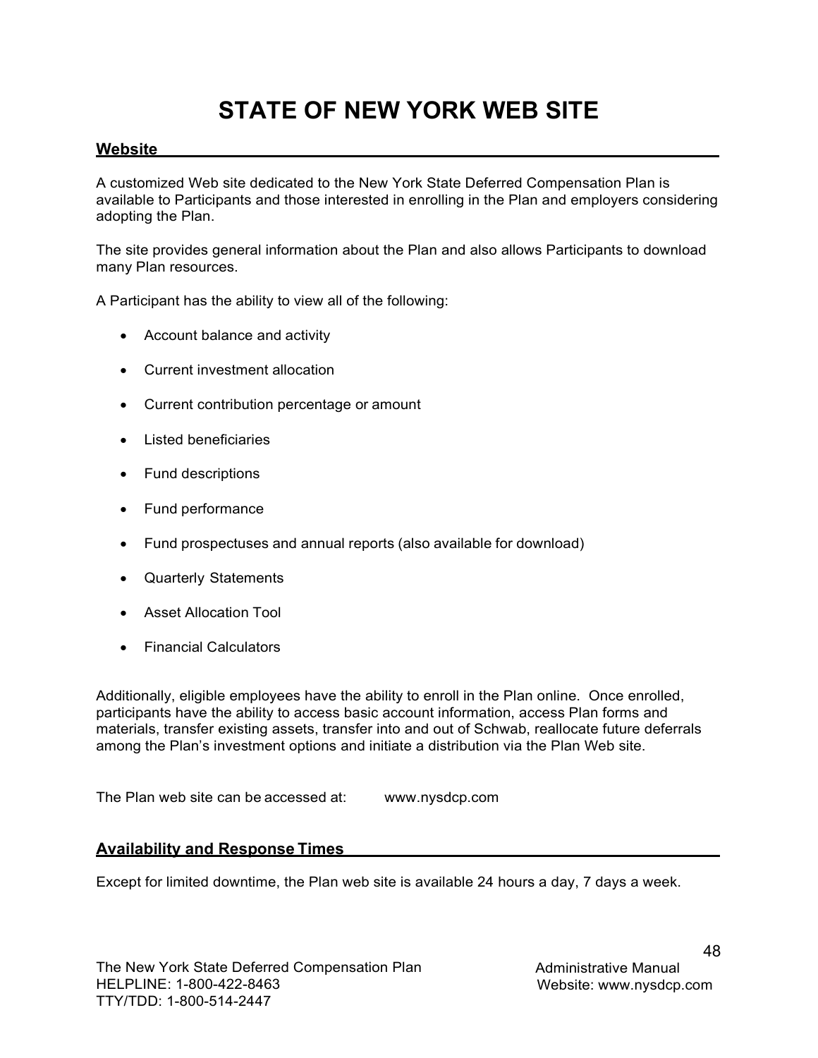# STATE OF NEW YORK WEB SITE

## Website

A customized Web site dedicated to the New York State Deferred Compensation Plan is available to Participants and those interested in enrolling in the Plan and employers considering adopting the Plan.

The site provides general information about the Plan and also allows Participants to download many Plan resources.

A Participant has the ability to view all of the following:

- Account balance and activity
- Current investment allocation
- Current contribution percentage or amount
- Listed beneficiaries
- Fund descriptions
- Fund performance
- Fund prospectuses and annual reports (also available for download)
- Quarterly Statements
- Asset Allocation Tool
- Financial Calculators

Additionally, eligible employees have the ability to enroll in the Plan online. Once enrolled, participants have the ability to access basic account information, access Plan forms and materials, transfer existing assets, transfer into and out of Schwab, reallocate future deferrals among the Plan's investment options and initiate a distribution via the Plan Web site.

The Plan web site can be accessed at: www.nysdcp.com

## Availability and Response Times

Except for limited downtime, the Plan web site is available 24 hours a day, 7 days a week.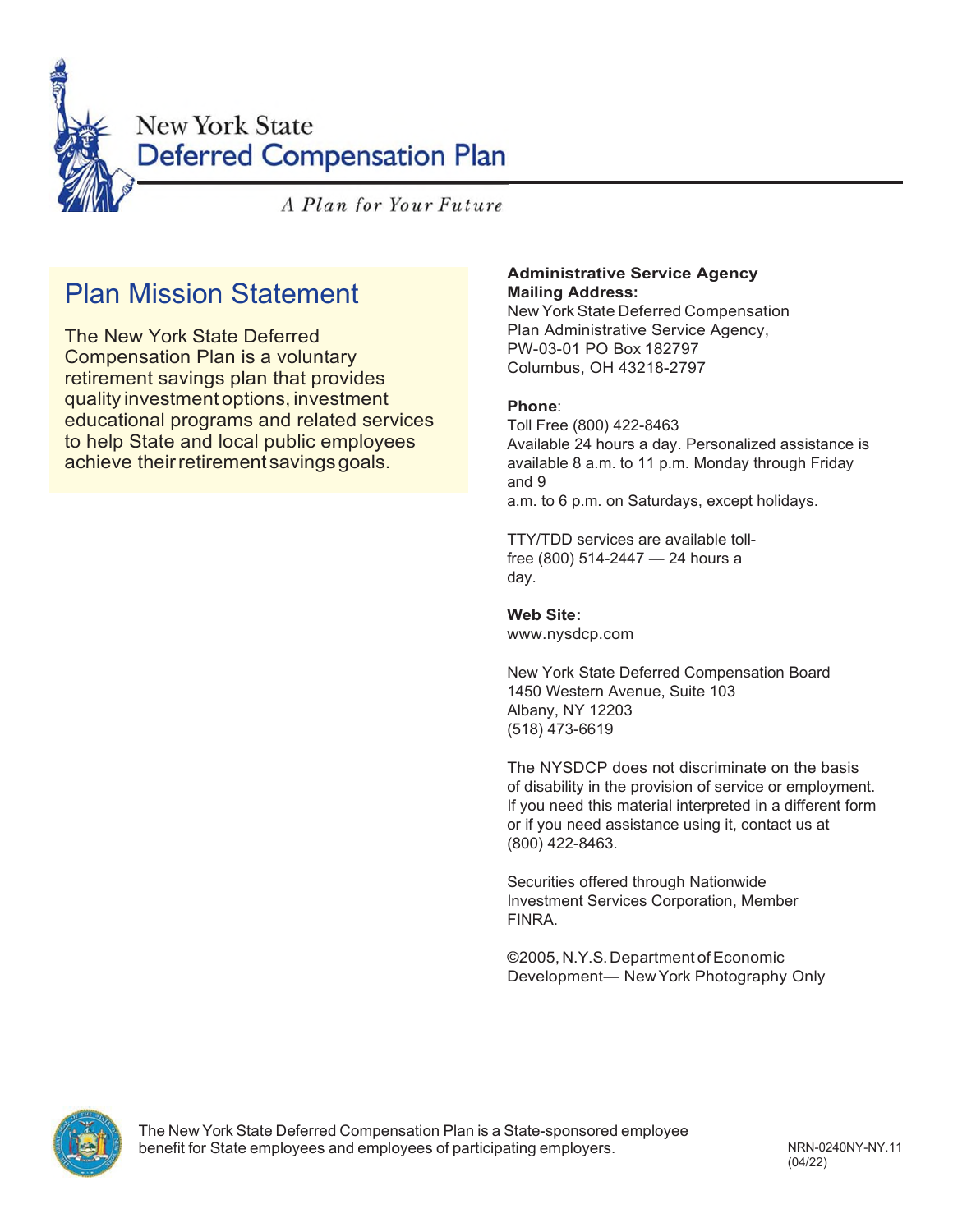New York State
Deferred Compensation Plan

*A Plan for Your Future*

## Plan Mission Statement

The New York State Deferred Compensation Plan is a voluntary retirement savings plan that provides quality investment options, investment educational programs and related services to help State and local public employees achieve their retirement savings goals.

**Administrative Service Agency**
**Mailing Address:**
New York State Deferred Compensation Plan Administrative Service Agency,
PW-03-01 PO Box 182797
Columbus, OH 43218-2797

**Phone**:
Toll Free (800) 422-8463
Available 24 hours a day. Personalized assistance is available 8 a.m. to 11 p.m. Monday through Friday and 9 a.m. to 6 p.m. on Saturdays, except holidays.

TTY/TDD services are available toll-free (800) 514-2447 — 24 hours a day.

**Web Site:**
www.nysdcp.com

New York State Deferred Compensation Board
1450 Western Avenue, Suite 103
Albany, NY 12203
(518) 473-6619

The NYSDCP does not discriminate on the basis of disability in the provision of service or employment. If you need this material interpreted in a different form or if you need assistance using it, contact us at (800) 422-8463.

Securities offered through Nationwide Investment Services Corporation, Member FINRA.

©2005, N.Y.S. Department of Economic Development— New York Photography Only

The New York State Deferred Compensation Plan is a State-sponsored employee benefit for State employees and employees of participating employers.

NRN-0240NY-NY.11
(04/22)